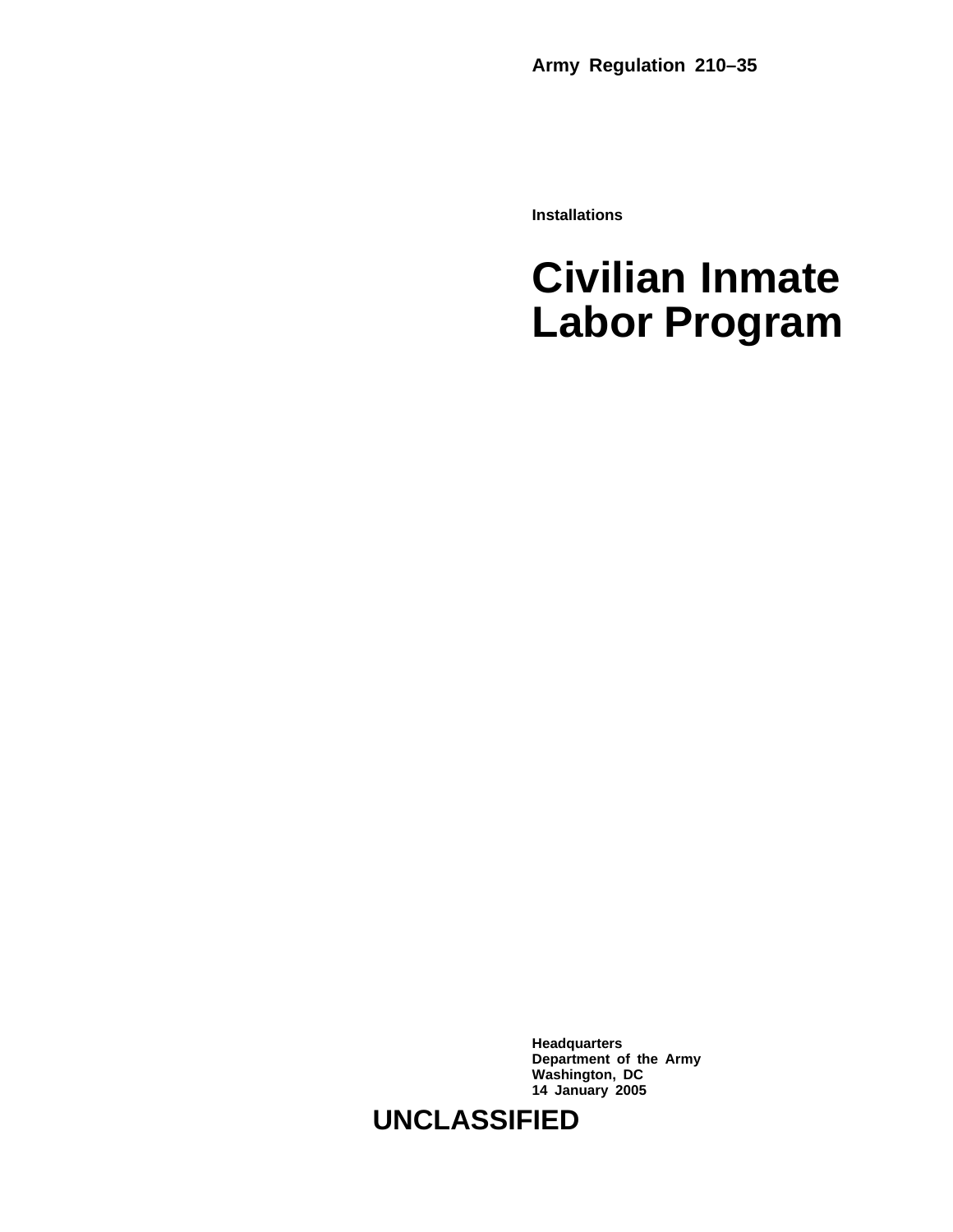**Army Regulation 210–35**

**Installations**

# Civilian Inmate Labor Program

**Headquarters**
**Department of the Army**
**Washington, DC**
**14 January 2005**

**UNCLASSIFIED**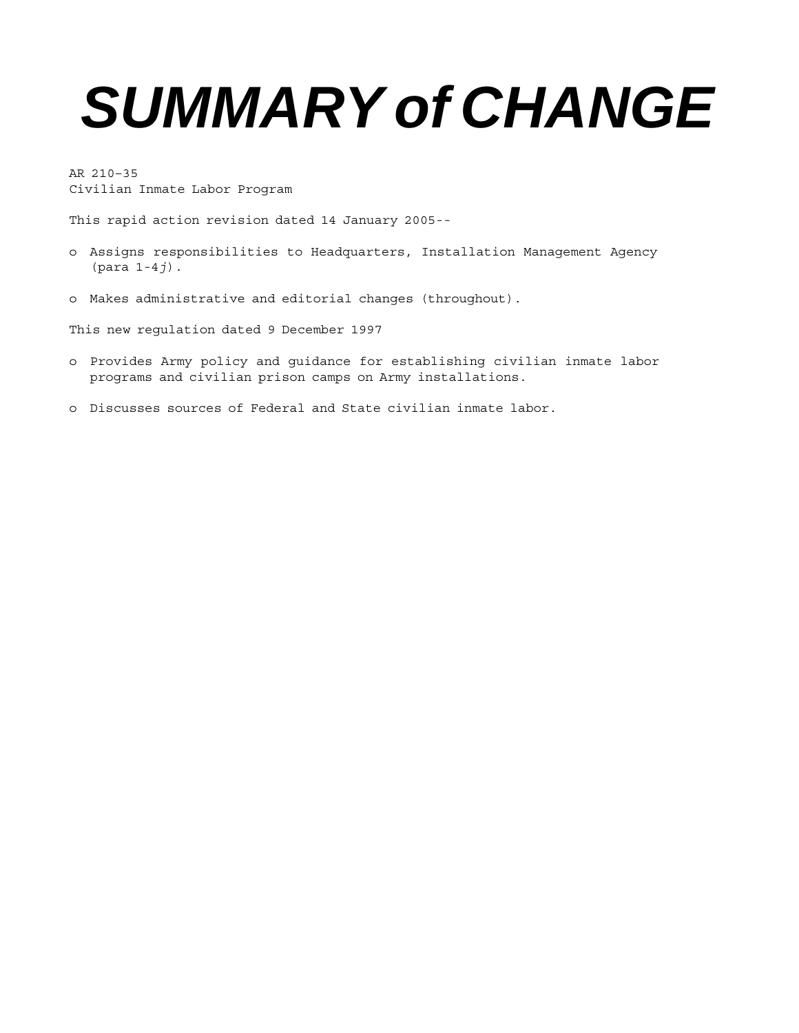# *SUMMARY of CHANGE*

AR 210–35
Civilian Inmate Labor Program

This rapid action revision dated 14 January 2005--

- Assigns responsibilities to Headquarters, Installation Management Agency (para 1-4*j*).
- Makes administrative and editorial changes (throughout).

This new regulation dated 9 December 1997

- Provides Army policy and guidance for establishing civilian inmate labor programs and civilian prison camps on Army installations.
- Discusses sources of Federal and State civilian inmate labor.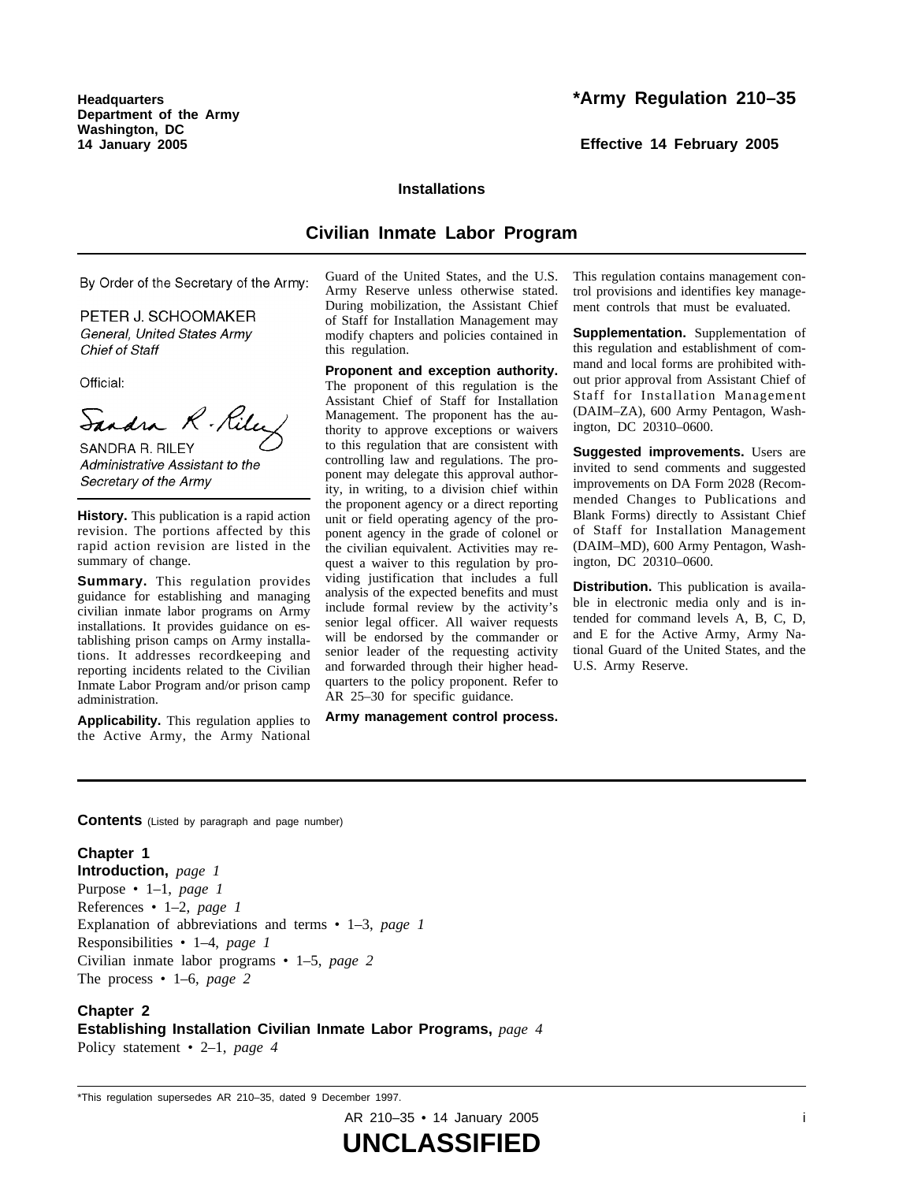Headquarters
Department of the Army
Washington, DC
14 January 2005

# *Army Regulation 210–35

**Effective 14 February 2005**

**Installations**

## Civilian Inmate Labor Program

By Order of the Secretary of the Army:

PETER J. SCHOOMAKER
*General, United States Army*
*Chief of Staff*

Official:

SANDRA R. RILEY
*Administrative Assistant to the Secretary of the Army*

**History.** This publication is a rapid action revision. The portions affected by this rapid action revision are listed in the summary of change.

**Summary.** This regulation provides guidance for establishing and managing civilian inmate labor programs on Army installations. It provides guidance on establishing prison camps on Army installations. It addresses recordkeeping and reporting incidents related to the Civilian Inmate Labor Program and/or prison camp administration.

**Applicability.** This regulation applies to the Active Army, the Army National Guard of the United States, and the U.S. Army Reserve unless otherwise stated. During mobilization, the Assistant Chief of Staff for Installation Management may modify chapters and policies contained in this regulation.

**Proponent and exception authority.** The proponent of this regulation is the Assistant Chief of Staff for Installation Management. The proponent has the authority to approve exceptions or waivers to this regulation that are consistent with controlling law and regulations. The proponent may delegate this approval authority, in writing, to a division chief within the proponent agency or a direct reporting unit or field operating agency of the proponent agency in the grade of colonel or the civilian equivalent. Activities may request a waiver to this regulation by providing justification that includes a full analysis of the expected benefits and must include formal review by the activity's senior legal officer. All waiver requests will be endorsed by the commander or senior leader of the requesting activity and forwarded through their higher headquarters to the policy proponent. Refer to AR 25–30 for specific guidance.

**Army management control process.** This regulation contains management control provisions and identifies key management controls that must be evaluated.

**Supplementation.** Supplementation of this regulation and establishment of command and local forms are prohibited without prior approval from Assistant Chief of Staff for Installation Management (DAIM–ZA), 600 Army Pentagon, Washington, DC 20310–0600.

**Suggested improvements.** Users are invited to send comments and suggested improvements on DA Form 2028 (Recommended Changes to Publications and Blank Forms) directly to Assistant Chief of Staff for Installation Management (DAIM–MD), 600 Army Pentagon, Washington, DC 20310–0600.

**Distribution.** This publication is available in electronic media only and is intended for command levels A, B, C, D, and E for the Active Army, Army National Guard of the United States, and the U.S. Army Reserve.

**Contents** (Listed by paragraph and page number)

**Chapter 1**
**Introduction,** *page 1*
Purpose • 1–1, *page 1*
References • 1–2, *page 1*
Explanation of abbreviations and terms • 1–3, *page 1*
Responsibilities • 1–4, *page 1*
Civilian inmate labor programs • 1–5, *page 2*
The process • 1–6, *page 2*

**Chapter 2**
**Establishing Installation Civilian Inmate Labor Programs,** *page 4*
Policy statement • 2–1, *page 4*

*This regulation supersedes AR 210–35, dated 9 December 1997.

UNCLASSIFIED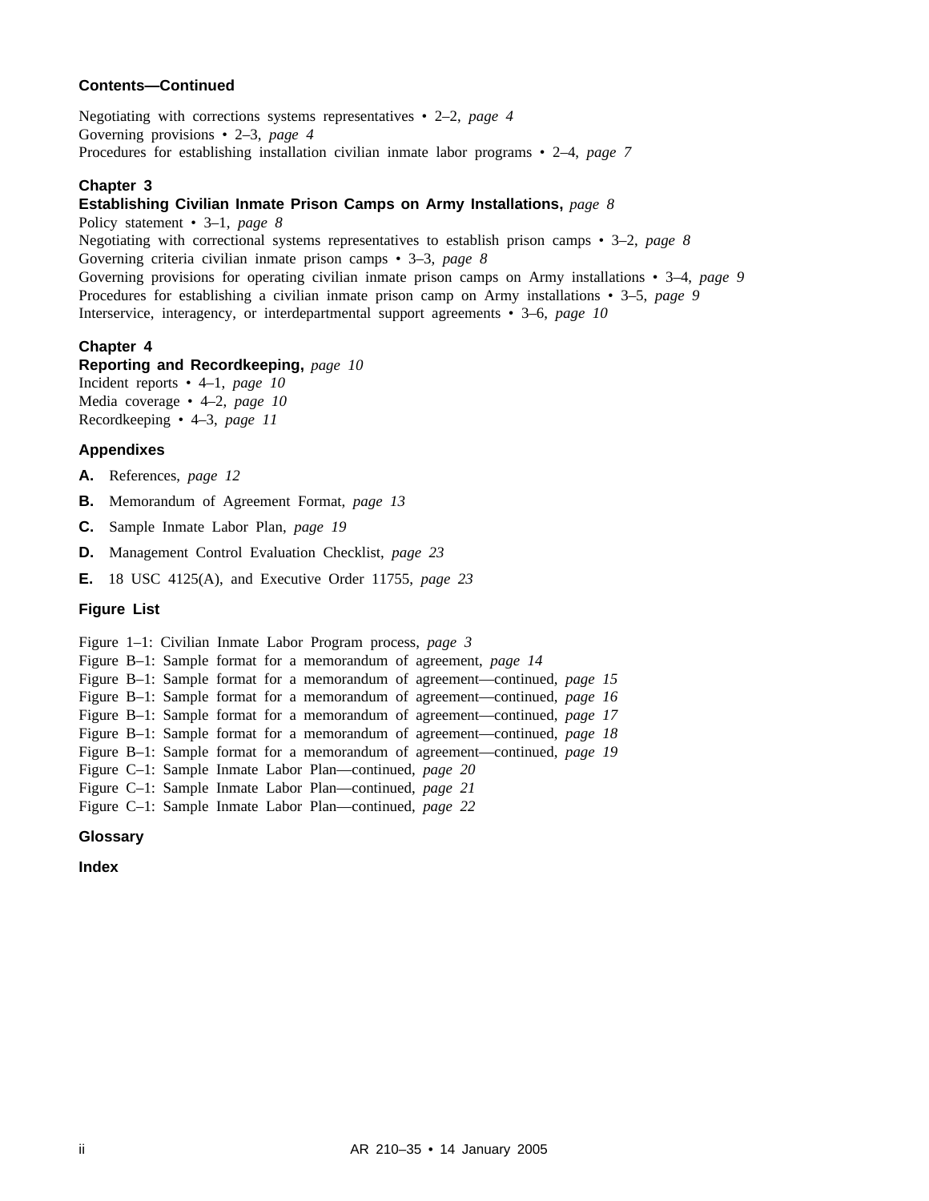**Contents—Continued**

Negotiating with corrections systems representatives • 2–2, *page 4*
Governing provisions • 2–3, *page 4*
Procedures for establishing installation civilian inmate labor programs • 2–4, *page 7*

**Chapter 3**
**Establishing Civilian Inmate Prison Camps on Army Installations,** *page 8*
Policy statement • 3–1, *page 8*
Negotiating with correctional systems representatives to establish prison camps • 3–2, *page 8*
Governing criteria civilian inmate prison camps • 3–3, *page 8*
Governing provisions for operating civilian inmate prison camps on Army installations • 3–4, *page 9*
Procedures for establishing a civilian inmate prison camp on Army installations • 3–5, *page 9*
Interservice, interagency, or interdepartmental support agreements • 3–6, *page 10*

**Chapter 4**
**Reporting and Recordkeeping,** *page 10*
Incident reports • 4–1, *page 10*
Media coverage • 4–2, *page 10*
Recordkeeping • 4–3, *page 11*

**Appendixes**

**A.** References, *page 12*

**B.** Memorandum of Agreement Format, *page 13*

**C.** Sample Inmate Labor Plan, *page 19*

**D.** Management Control Evaluation Checklist, *page 23*

**E.** 18 USC 4125(A), and Executive Order 11755, *page 23*

**Figure List**

Figure 1–1: Civilian Inmate Labor Program process, *page 3*
Figure B–1: Sample format for a memorandum of agreement, *page 14*
Figure B–1: Sample format for a memorandum of agreement—continued, *page 15*
Figure B–1: Sample format for a memorandum of agreement—continued, *page 16*
Figure B–1: Sample format for a memorandum of agreement—continued, *page 17*
Figure B–1: Sample format for a memorandum of agreement—continued, *page 18*
Figure B–1: Sample format for a memorandum of agreement—continued, *page 19*
Figure C–1: Sample Inmate Labor Plan—continued, *page 20*
Figure C–1: Sample Inmate Labor Plan—continued, *page 21*
Figure C–1: Sample Inmate Labor Plan—continued, *page 22*

**Glossary**

**Index**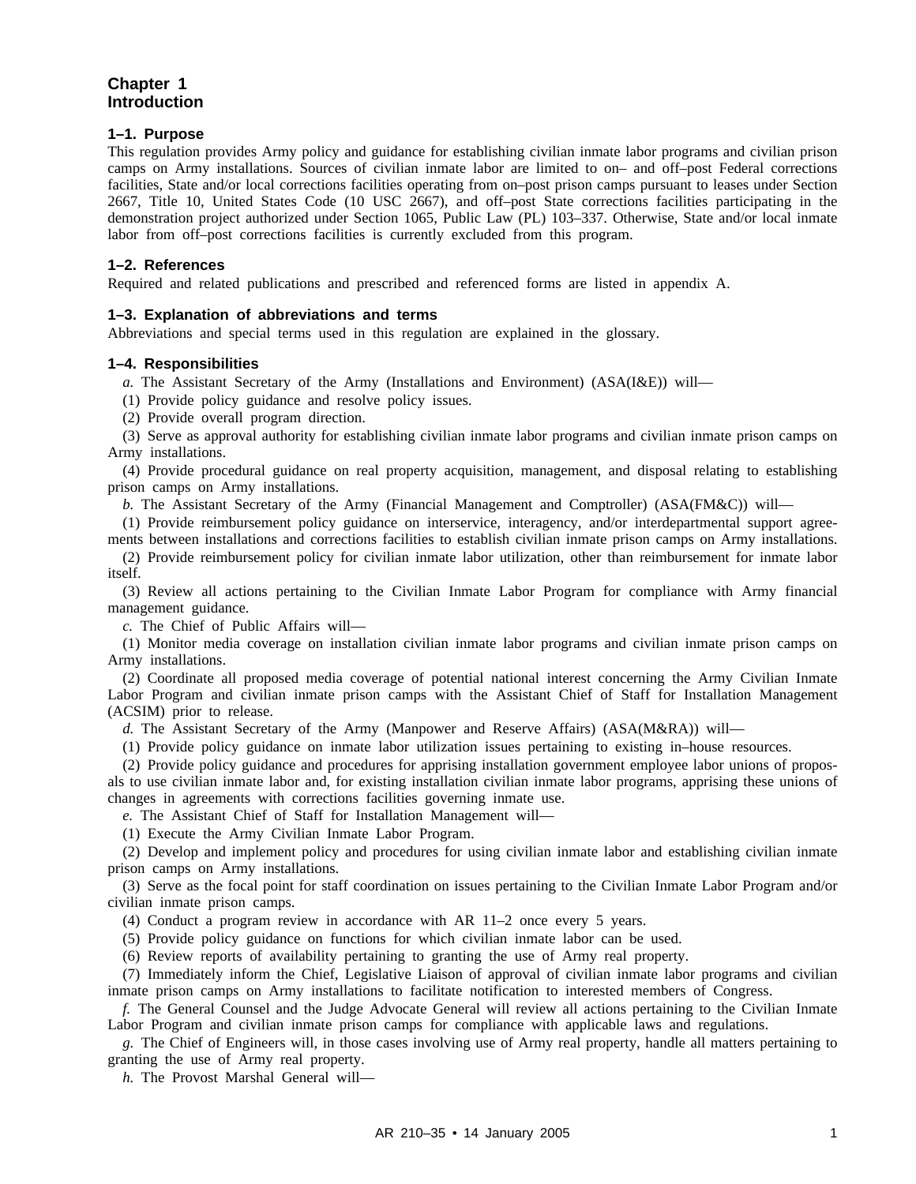# Chapter 1
# Introduction

### 1–1. Purpose

This regulation provides Army policy and guidance for establishing civilian inmate labor programs and civilian prison camps on Army installations. Sources of civilian inmate labor are limited to on– and off–post Federal corrections facilities, State and/or local corrections facilities operating from on–post prison camps pursuant to leases under Section 2667, Title 10, United States Code (10 USC 2667), and off–post State corrections facilities participating in the demonstration project authorized under Section 1065, Public Law (PL) 103–337. Otherwise, State and/or local inmate labor from off–post corrections facilities is currently excluded from this program.

### 1–2. References

Required and related publications and prescribed and referenced forms are listed in appendix A.

### 1–3. Explanation of abbreviations and terms

Abbreviations and special terms used in this regulation are explained in the glossary.

### 1–4. Responsibilities

*a.* The Assistant Secretary of the Army (Installations and Environment) (ASA(I&E)) will—

(1) Provide policy guidance and resolve policy issues.

(2) Provide overall program direction.

(3) Serve as approval authority for establishing civilian inmate labor programs and civilian inmate prison camps on Army installations.

(4) Provide procedural guidance on real property acquisition, management, and disposal relating to establishing prison camps on Army installations.

*b.* The Assistant Secretary of the Army (Financial Management and Comptroller) (ASA(FM&C)) will—

(1) Provide reimbursement policy guidance on interservice, interagency, and/or interdepartmental support agreements between installations and corrections facilities to establish civilian inmate prison camps on Army installations.

(2) Provide reimbursement policy for civilian inmate labor utilization, other than reimbursement for inmate labor itself.

(3) Review all actions pertaining to the Civilian Inmate Labor Program for compliance with Army financial management guidance.

*c.* The Chief of Public Affairs will—

(1) Monitor media coverage on installation civilian inmate labor programs and civilian inmate prison camps on Army installations.

(2) Coordinate all proposed media coverage of potential national interest concerning the Army Civilian Inmate Labor Program and civilian inmate prison camps with the Assistant Chief of Staff for Installation Management (ACSIM) prior to release.

*d.* The Assistant Secretary of the Army (Manpower and Reserve Affairs) (ASA(M&RA)) will—

(1) Provide policy guidance on inmate labor utilization issues pertaining to existing in–house resources.

(2) Provide policy guidance and procedures for apprising installation government employee labor unions of proposals to use civilian inmate labor and, for existing installation civilian inmate labor programs, apprising these unions of changes in agreements with corrections facilities governing inmate use.

*e.* The Assistant Chief of Staff for Installation Management will—

(1) Execute the Army Civilian Inmate Labor Program.

(2) Develop and implement policy and procedures for using civilian inmate labor and establishing civilian inmate prison camps on Army installations.

(3) Serve as the focal point for staff coordination on issues pertaining to the Civilian Inmate Labor Program and/or civilian inmate prison camps.

(4) Conduct a program review in accordance with AR 11–2 once every 5 years.

(5) Provide policy guidance on functions for which civilian inmate labor can be used.

(6) Review reports of availability pertaining to granting the use of Army real property.

(7) Immediately inform the Chief, Legislative Liaison of approval of civilian inmate labor programs and civilian inmate prison camps on Army installations to facilitate notification to interested members of Congress.

*f.* The General Counsel and the Judge Advocate General will review all actions pertaining to the Civilian Inmate Labor Program and civilian inmate prison camps for compliance with applicable laws and regulations.

*g.* The Chief of Engineers will, in those cases involving use of Army real property, handle all matters pertaining to granting the use of Army real property.

*h.* The Provost Marshal General will—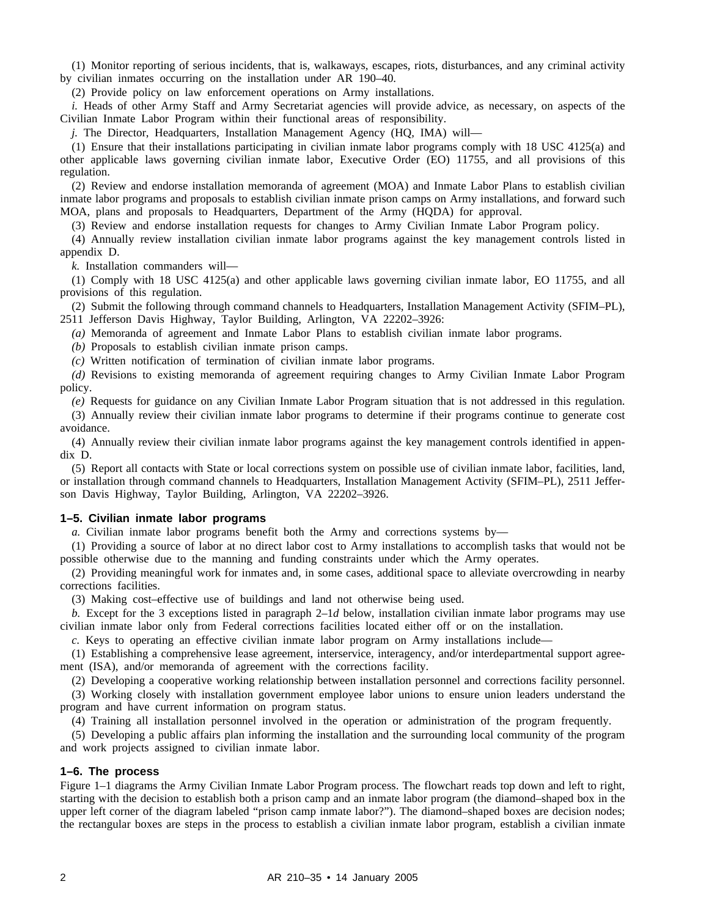(1) Monitor reporting of serious incidents, that is, walkaways, escapes, riots, disturbances, and any criminal activity by civilian inmates occurring on the installation under AR 190–40.

(2) Provide policy on law enforcement operations on Army installations.

*i.* Heads of other Army Staff and Army Secretariat agencies will provide advice, as necessary, on aspects of the Civilian Inmate Labor Program within their functional areas of responsibility.

*j.* The Director, Headquarters, Installation Management Agency (HQ, IMA) will—

(1) Ensure that their installations participating in civilian inmate labor programs comply with 18 USC 4125(a) and other applicable laws governing civilian inmate labor, Executive Order (EO) 11755, and all provisions of this regulation.

(2) Review and endorse installation memoranda of agreement (MOA) and Inmate Labor Plans to establish civilian inmate labor programs and proposals to establish civilian inmate prison camps on Army installations, and forward such MOA, plans and proposals to Headquarters, Department of the Army (HQDA) for approval.

(3) Review and endorse installation requests for changes to Army Civilian Inmate Labor Program policy.

(4) Annually review installation civilian inmate labor programs against the key management controls listed in appendix D.

*k.* Installation commanders will—

(1) Comply with 18 USC 4125(a) and other applicable laws governing civilian inmate labor, EO 11755, and all provisions of this regulation.

(2) Submit the following through command channels to Headquarters, Installation Management Activity (SFIM–PL), 2511 Jefferson Davis Highway, Taylor Building, Arlington, VA 22202–3926:

*(a)* Memoranda of agreement and Inmate Labor Plans to establish civilian inmate labor programs.

*(b)* Proposals to establish civilian inmate prison camps.

*(c)* Written notification of termination of civilian inmate labor programs.

*(d)* Revisions to existing memoranda of agreement requiring changes to Army Civilian Inmate Labor Program policy.

*(e)* Requests for guidance on any Civilian Inmate Labor Program situation that is not addressed in this regulation.

(3) Annually review their civilian inmate labor programs to determine if their programs continue to generate cost avoidance.

(4) Annually review their civilian inmate labor programs against the key management controls identified in appendix D.

(5) Report all contacts with State or local corrections system on possible use of civilian inmate labor, facilities, land, or installation through command channels to Headquarters, Installation Management Activity (SFIM–PL), 2511 Jefferson Davis Highway, Taylor Building, Arlington, VA 22202–3926.

### 1–5. Civilian inmate labor programs

*a.* Civilian inmate labor programs benefit both the Army and corrections systems by—

(1) Providing a source of labor at no direct labor cost to Army installations to accomplish tasks that would not be possible otherwise due to the manning and funding constraints under which the Army operates.

(2) Providing meaningful work for inmates and, in some cases, additional space to alleviate overcrowding in nearby corrections facilities.

(3) Making cost–effective use of buildings and land not otherwise being used.

*b.* Except for the 3 exceptions listed in paragraph 2–1*d* below, installation civilian inmate labor programs may use civilian inmate labor only from Federal corrections facilities located either off or on the installation.

*c.* Keys to operating an effective civilian inmate labor program on Army installations include—

(1) Establishing a comprehensive lease agreement, interservice, interagency, and/or interdepartmental support agreement (ISA), and/or memoranda of agreement with the corrections facility.

(2) Developing a cooperative working relationship between installation personnel and corrections facility personnel.

(3) Working closely with installation government employee labor unions to ensure union leaders understand the program and have current information on program status.

(4) Training all installation personnel involved in the operation or administration of the program frequently.

(5) Developing a public affairs plan informing the installation and the surrounding local community of the program and work projects assigned to civilian inmate labor.

### 1–6. The process

Figure 1–1 diagrams the Army Civilian Inmate Labor Program process. The flowchart reads top down and left to right, starting with the decision to establish both a prison camp and an inmate labor program (the diamond–shaped box in the upper left corner of the diagram labeled "prison camp inmate labor?"). The diamond–shaped boxes are decision nodes; the rectangular boxes are steps in the process to establish a civilian inmate labor program, establish a civilian inmate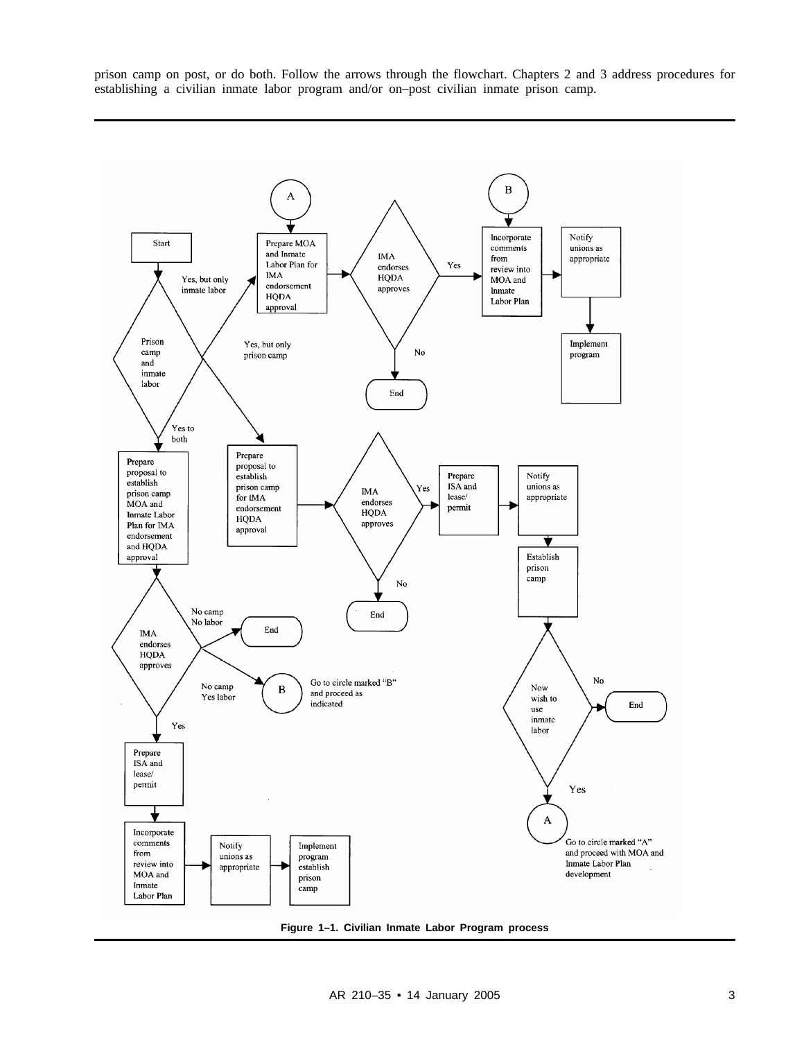prison camp on post, or do both. Follow the arrows through the flowchart. Chapters 2 and 3 address procedures for establishing a civilian inmate labor program and/or on–post civilian inmate prison camp.

Start

Prison camp and inmate labor

Yes, but only inmate labor

Yes, but only prison camp

Yes to both

A

Prepare MOA and Inmate Labor Plan for IMA endorsement HQDA approval

IMA endorses HQDA approves

Yes

No

End

B

Incorporate comments from review into MOA and Inmate Labor Plan

Notify unions as appropriate

Implement program

Prepare proposal to establish prison camp for IMA endorsement HQDA approval

IMA endorses HQDA approves

Yes

No

End

Prepare ISA and lease/ permit

Notify unions as appropriate

Establish prison camp

Now wish to use inmate labor

No

End

Yes

A

Go to circle marked "A" and proceed with MOA and Inmate Labor Plan development

Prepare proposal to establish prison camp MOA and Inmate Labor Plan for IMA endorsement and HQDA approval

IMA endorses HQDA approves

No camp No labor

End

No camp Yes labor

B

Go to circle marked "B" and proceed as indicated

Yes

Prepare ISA and lease/ permit

Incorporate comments from review into MOA and Inmate Labor Plan

Notify unions as appropriate

Implement program establish prison camp

**Figure 1–1. Civilian Inmate Labor Program process**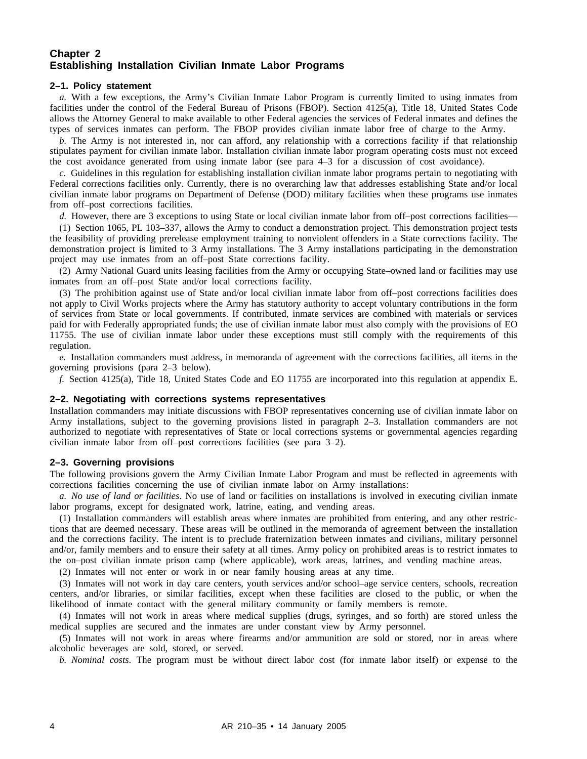## Chapter 2
## Establishing Installation Civilian Inmate Labor Programs

### 2–1. Policy statement

*a.* With a few exceptions, the Army's Civilian Inmate Labor Program is currently limited to using inmates from facilities under the control of the Federal Bureau of Prisons (FBOP). Section 4125(a), Title 18, United States Code allows the Attorney General to make available to other Federal agencies the services of Federal inmates and defines the types of services inmates can perform. The FBOP provides civilian inmate labor free of charge to the Army.

*b.* The Army is not interested in, nor can afford, any relationship with a corrections facility if that relationship stipulates payment for civilian inmate labor. Installation civilian inmate labor program operating costs must not exceed the cost avoidance generated from using inmate labor (see para 4–3 for a discussion of cost avoidance).

*c.* Guidelines in this regulation for establishing installation civilian inmate labor programs pertain to negotiating with Federal corrections facilities only. Currently, there is no overarching law that addresses establishing State and/or local civilian inmate labor programs on Department of Defense (DOD) military facilities when these programs use inmates from off–post corrections facilities.

*d.* However, there are 3 exceptions to using State or local civilian inmate labor from off–post corrections facilities—

(1) Section 1065, PL 103–337, allows the Army to conduct a demonstration project. This demonstration project tests the feasibility of providing prerelease employment training to nonviolent offenders in a State corrections facility. The demonstration project is limited to 3 Army installations. The 3 Army installations participating in the demonstration project may use inmates from an off–post State corrections facility.

(2) Army National Guard units leasing facilities from the Army or occupying State–owned land or facilities may use inmates from an off–post State and/or local corrections facility.

(3) The prohibition against use of State and/or local civilian inmate labor from off–post corrections facilities does not apply to Civil Works projects where the Army has statutory authority to accept voluntary contributions in the form of services from State or local governments. If contributed, inmate services are combined with materials or services paid for with Federally appropriated funds; the use of civilian inmate labor must also comply with the provisions of EO 11755. The use of civilian inmate labor under these exceptions must still comply with the requirements of this regulation.

*e.* Installation commanders must address, in memoranda of agreement with the corrections facilities, all items in the governing provisions (para 2–3 below).

*f.* Section 4125(a), Title 18, United States Code and EO 11755 are incorporated into this regulation at appendix E.

### 2–2. Negotiating with corrections systems representatives

Installation commanders may initiate discussions with FBOP representatives concerning use of civilian inmate labor on Army installations, subject to the governing provisions listed in paragraph 2–3. Installation commanders are not authorized to negotiate with representatives of State or local corrections systems or governmental agencies regarding civilian inmate labor from off–post corrections facilities (see para 3–2).

### 2–3. Governing provisions

The following provisions govern the Army Civilian Inmate Labor Program and must be reflected in agreements with corrections facilities concerning the use of civilian inmate labor on Army installations:

*a. No use of land or facilities*. No use of land or facilities on installations is involved in executing civilian inmate labor programs, except for designated work, latrine, eating, and vending areas.

(1) Installation commanders will establish areas where inmates are prohibited from entering, and any other restrictions that are deemed necessary. These areas will be outlined in the memoranda of agreement between the installation and the corrections facility. The intent is to preclude fraternization between inmates and civilians, military personnel and/or, family members and to ensure their safety at all times. Army policy on prohibited areas is to restrict inmates to the on–post civilian inmate prison camp (where applicable), work areas, latrines, and vending machine areas.

(2) Inmates will not enter or work in or near family housing areas at any time.

(3) Inmates will not work in day care centers, youth services and/or school–age service centers, schools, recreation centers, and/or libraries, or similar facilities, except when these facilities are closed to the public, or when the likelihood of inmate contact with the general military community or family members is remote.

(4) Inmates will not work in areas where medical supplies (drugs, syringes, and so forth) are stored unless the medical supplies are secured and the inmates are under constant view by Army personnel.

(5) Inmates will not work in areas where firearms and/or ammunition are sold or stored, nor in areas where alcoholic beverages are sold, stored, or served.

*b. Nominal costs*. The program must be without direct labor cost (for inmate labor itself) or expense to the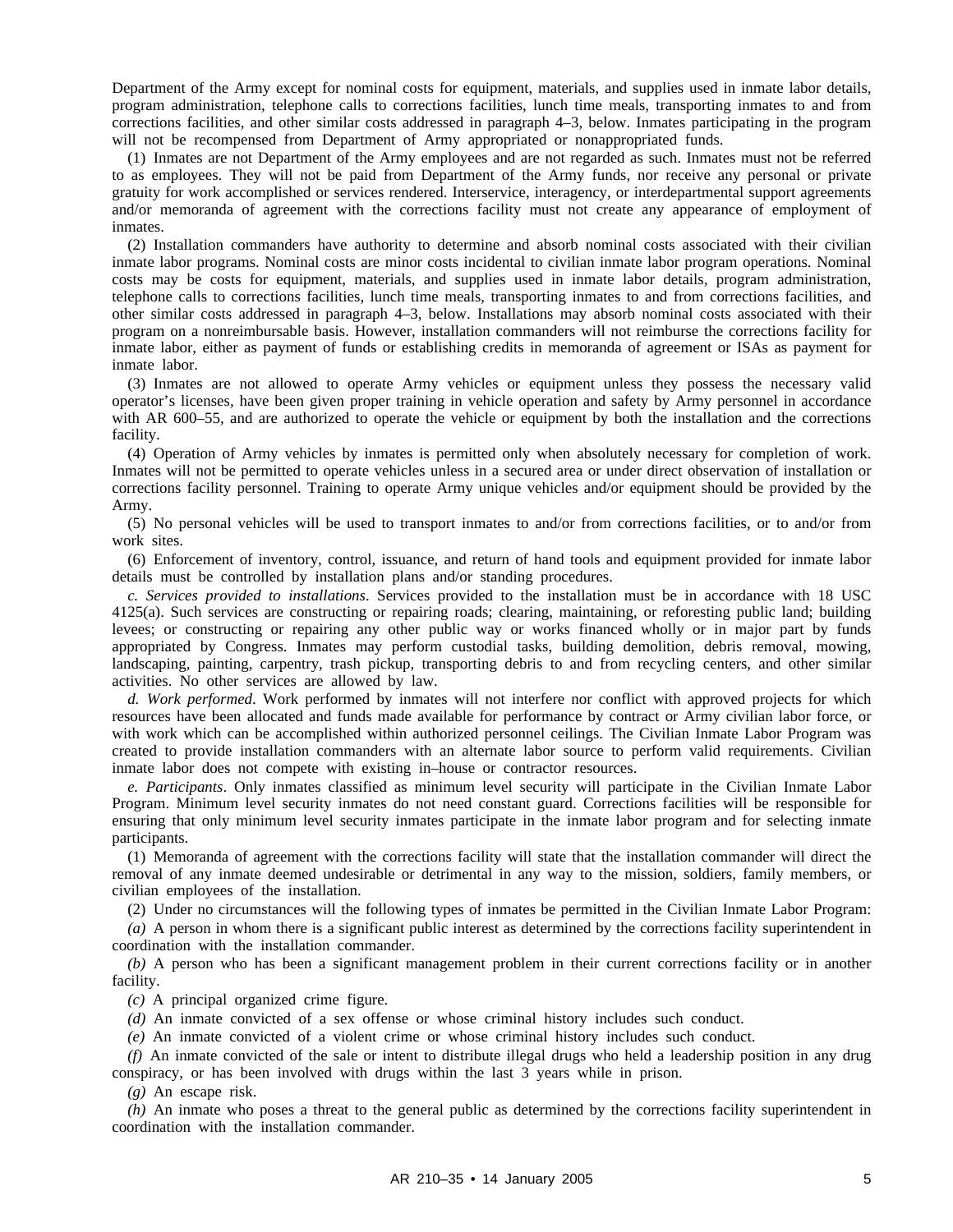Department of the Army except for nominal costs for equipment, materials, and supplies used in inmate labor details, program administration, telephone calls to corrections facilities, lunch time meals, transporting inmates to and from corrections facilities, and other similar costs addressed in paragraph 4–3, below. Inmates participating in the program will not be recompensed from Department of Army appropriated or nonappropriated funds.

(1) Inmates are not Department of the Army employees and are not regarded as such. Inmates must not be referred to as employees. They will not be paid from Department of the Army funds, nor receive any personal or private gratuity for work accomplished or services rendered. Interservice, interagency, or interdepartmental support agreements and/or memoranda of agreement with the corrections facility must not create any appearance of employment of inmates.

(2) Installation commanders have authority to determine and absorb nominal costs associated with their civilian inmate labor programs. Nominal costs are minor costs incidental to civilian inmate labor program operations. Nominal costs may be costs for equipment, materials, and supplies used in inmate labor details, program administration, telephone calls to corrections facilities, lunch time meals, transporting inmates to and from corrections facilities, and other similar costs addressed in paragraph 4–3, below. Installations may absorb nominal costs associated with their program on a nonreimbursable basis. However, installation commanders will not reimburse the corrections facility for inmate labor, either as payment of funds or establishing credits in memoranda of agreement or ISAs as payment for inmate labor.

(3) Inmates are not allowed to operate Army vehicles or equipment unless they possess the necessary valid operator's licenses, have been given proper training in vehicle operation and safety by Army personnel in accordance with AR 600–55, and are authorized to operate the vehicle or equipment by both the installation and the corrections facility.

(4) Operation of Army vehicles by inmates is permitted only when absolutely necessary for completion of work. Inmates will not be permitted to operate vehicles unless in a secured area or under direct observation of installation or corrections facility personnel. Training to operate Army unique vehicles and/or equipment should be provided by the Army.

(5) No personal vehicles will be used to transport inmates to and/or from corrections facilities, or to and/or from work sites.

(6) Enforcement of inventory, control, issuance, and return of hand tools and equipment provided for inmate labor details must be controlled by installation plans and/or standing procedures.

*c. Services provided to installations*. Services provided to the installation must be in accordance with 18 USC 4125(a). Such services are constructing or repairing roads; clearing, maintaining, or reforesting public land; building levees; or constructing or repairing any other public way or works financed wholly or in major part by funds appropriated by Congress. Inmates may perform custodial tasks, building demolition, debris removal, mowing, landscaping, painting, carpentry, trash pickup, transporting debris to and from recycling centers, and other similar activities. No other services are allowed by law.

*d. Work performed*. Work performed by inmates will not interfere nor conflict with approved projects for which resources have been allocated and funds made available for performance by contract or Army civilian labor force, or with work which can be accomplished within authorized personnel ceilings. The Civilian Inmate Labor Program was created to provide installation commanders with an alternate labor source to perform valid requirements. Civilian inmate labor does not compete with existing in–house or contractor resources.

*e. Participants*. Only inmates classified as minimum level security will participate in the Civilian Inmate Labor Program. Minimum level security inmates do not need constant guard. Corrections facilities will be responsible for ensuring that only minimum level security inmates participate in the inmate labor program and for selecting inmate participants.

(1) Memoranda of agreement with the corrections facility will state that the installation commander will direct the removal of any inmate deemed undesirable or detrimental in any way to the mission, soldiers, family members, or civilian employees of the installation.

(2) Under no circumstances will the following types of inmates be permitted in the Civilian Inmate Labor Program:

*(a)* A person in whom there is a significant public interest as determined by the corrections facility superintendent in coordination with the installation commander.

*(b)* A person who has been a significant management problem in their current corrections facility or in another facility.

*(c)* A principal organized crime figure.

*(d)* An inmate convicted of a sex offense or whose criminal history includes such conduct.

*(e)* An inmate convicted of a violent crime or whose criminal history includes such conduct.

*(f)* An inmate convicted of the sale or intent to distribute illegal drugs who held a leadership position in any drug conspiracy, or has been involved with drugs within the last 3 years while in prison.

*(g)* An escape risk.

*(h)* An inmate who poses a threat to the general public as determined by the corrections facility superintendent in coordination with the installation commander.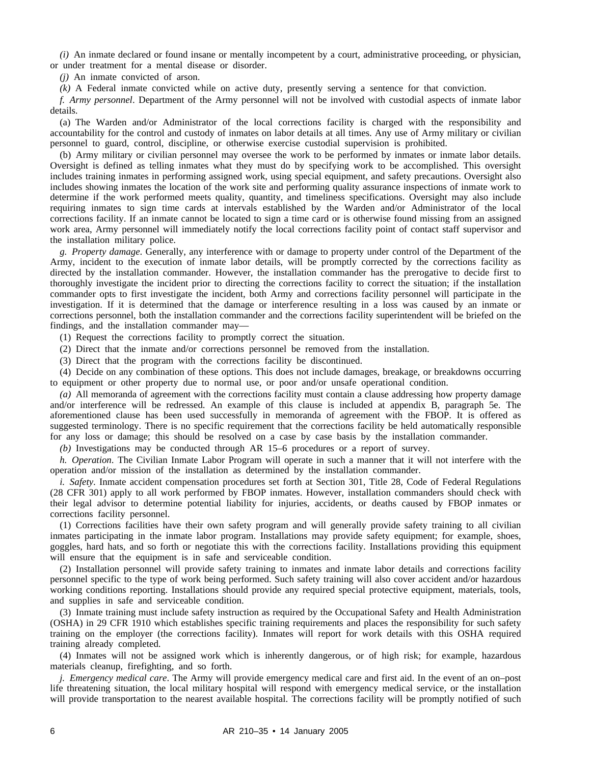*(i)* An inmate declared or found insane or mentally incompetent by a court, administrative proceeding, or physician, or under treatment for a mental disease or disorder.

*(j)* An inmate convicted of arson.

*(k)* A Federal inmate convicted while on active duty, presently serving a sentence for that conviction.

*f. Army personnel*. Department of the Army personnel will not be involved with custodial aspects of inmate labor details.

(a) The Warden and/or Administrator of the local corrections facility is charged with the responsibility and accountability for the control and custody of inmates on labor details at all times. Any use of Army military or civilian personnel to guard, control, discipline, or otherwise exercise custodial supervision is prohibited.

(b) Army military or civilian personnel may oversee the work to be performed by inmates or inmate labor details. Oversight is defined as telling inmates what they must do by specifying work to be accomplished. This oversight includes training inmates in performing assigned work, using special equipment, and safety precautions. Oversight also includes showing inmates the location of the work site and performing quality assurance inspections of inmate work to determine if the work performed meets quality, quantity, and timeliness specifications. Oversight may also include requiring inmates to sign time cards at intervals established by the Warden and/or Administrator of the local corrections facility. If an inmate cannot be located to sign a time card or is otherwise found missing from an assigned work area, Army personnel will immediately notify the local corrections facility point of contact staff supervisor and the installation military police.

*g. Property damage*. Generally, any interference with or damage to property under control of the Department of the Army, incident to the execution of inmate labor details, will be promptly corrected by the corrections facility as directed by the installation commander. However, the installation commander has the prerogative to decide first to thoroughly investigate the incident prior to directing the corrections facility to correct the situation; if the installation commander opts to first investigate the incident, both Army and corrections facility personnel will participate in the investigation. If it is determined that the damage or interference resulting in a loss was caused by an inmate or corrections personnel, both the installation commander and the corrections facility superintendent will be briefed on the findings, and the installation commander may—

(1) Request the corrections facility to promptly correct the situation.

(2) Direct that the inmate and/or corrections personnel be removed from the installation.

(3) Direct that the program with the corrections facility be discontinued.

(4) Decide on any combination of these options. This does not include damages, breakage, or breakdowns occurring to equipment or other property due to normal use, or poor and/or unsafe operational condition.

*(a)* All memoranda of agreement with the corrections facility must contain a clause addressing how property damage and/or interference will be redressed. An example of this clause is included at appendix B, paragraph 5e. The aforementioned clause has been used successfully in memoranda of agreement with the FBOP. It is offered as suggested terminology. There is no specific requirement that the corrections facility be held automatically responsible for any loss or damage; this should be resolved on a case by case basis by the installation commander.

*(b)* Investigations may be conducted through AR 15–6 procedures or a report of survey.

*h. Operation*. The Civilian Inmate Labor Program will operate in such a manner that it will not interfere with the operation and/or mission of the installation as determined by the installation commander.

*i. Safety*. Inmate accident compensation procedures set forth at Section 301, Title 28, Code of Federal Regulations (28 CFR 301) apply to all work performed by FBOP inmates. However, installation commanders should check with their legal advisor to determine potential liability for injuries, accidents, or deaths caused by FBOP inmates or corrections facility personnel.

(1) Corrections facilities have their own safety program and will generally provide safety training to all civilian inmates participating in the inmate labor program. Installations may provide safety equipment; for example, shoes, goggles, hard hats, and so forth or negotiate this with the corrections facility. Installations providing this equipment will ensure that the equipment is in safe and serviceable condition.

(2) Installation personnel will provide safety training to inmates and inmate labor details and corrections facility personnel specific to the type of work being performed. Such safety training will also cover accident and/or hazardous working conditions reporting. Installations should provide any required special protective equipment, materials, tools, and supplies in safe and serviceable condition.

(3) Inmate training must include safety instruction as required by the Occupational Safety and Health Administration (OSHA) in 29 CFR 1910 which establishes specific training requirements and places the responsibility for such safety training on the employer (the corrections facility). Inmates will report for work details with this OSHA required training already completed.

(4) Inmates will not be assigned work which is inherently dangerous, or of high risk; for example, hazardous materials cleanup, firefighting, and so forth.

*j. Emergency medical care*. The Army will provide emergency medical care and first aid. In the event of an on–post life threatening situation, the local military hospital will respond with emergency medical service, or the installation will provide transportation to the nearest available hospital. The corrections facility will be promptly notified of such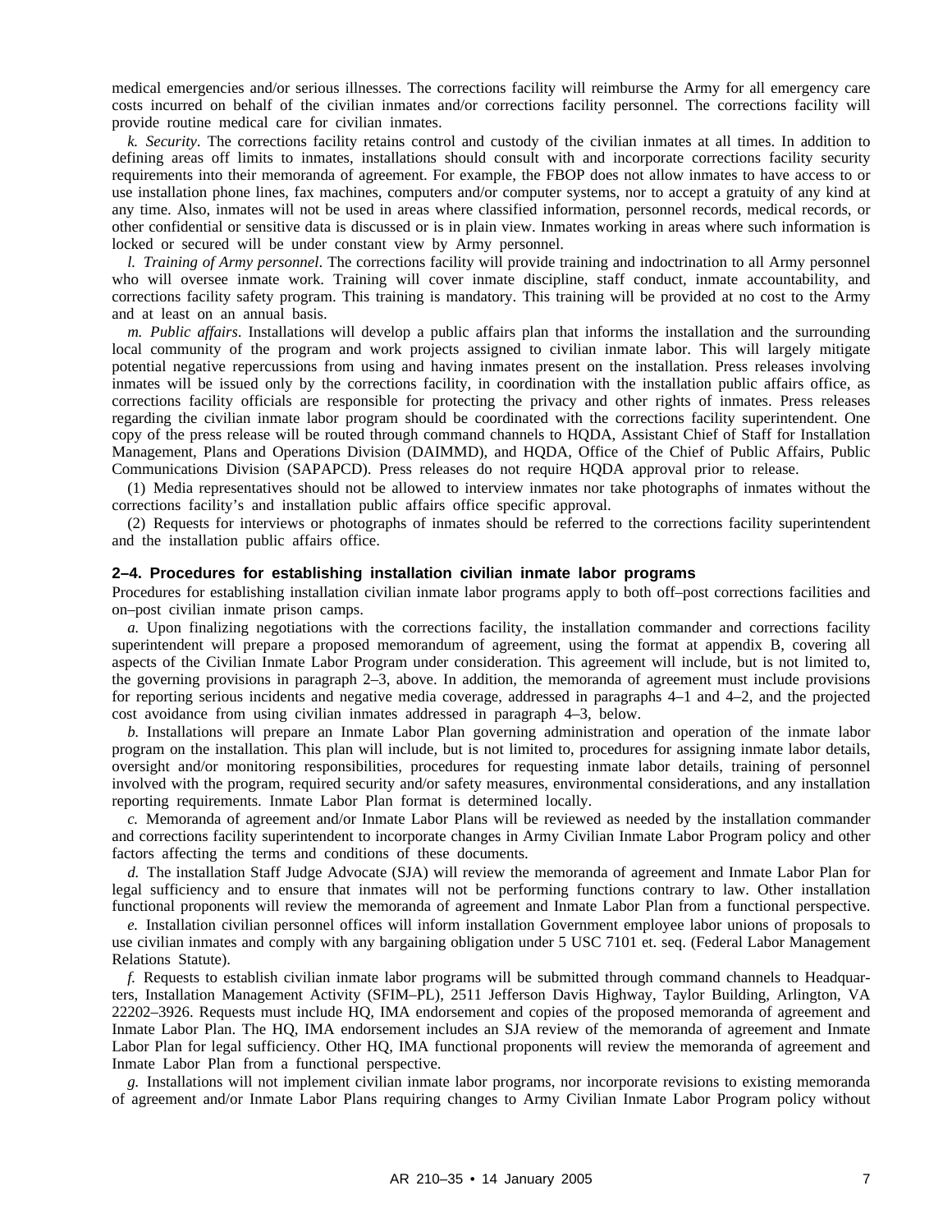medical emergencies and/or serious illnesses. The corrections facility will reimburse the Army for all emergency care costs incurred on behalf of the civilian inmates and/or corrections facility personnel. The corrections facility will provide routine medical care for civilian inmates.

*k. Security*. The corrections facility retains control and custody of the civilian inmates at all times. In addition to defining areas off limits to inmates, installations should consult with and incorporate corrections facility security requirements into their memoranda of agreement. For example, the FBOP does not allow inmates to have access to or use installation phone lines, fax machines, computers and/or computer systems, nor to accept a gratuity of any kind at any time. Also, inmates will not be used in areas where classified information, personnel records, medical records, or other confidential or sensitive data is discussed or is in plain view. Inmates working in areas where such information is locked or secured will be under constant view by Army personnel.

*l. Training of Army personnel*. The corrections facility will provide training and indoctrination to all Army personnel who will oversee inmate work. Training will cover inmate discipline, staff conduct, inmate accountability, and corrections facility safety program. This training is mandatory. This training will be provided at no cost to the Army and at least on an annual basis.

*m. Public affairs*. Installations will develop a public affairs plan that informs the installation and the surrounding local community of the program and work projects assigned to civilian inmate labor. This will largely mitigate potential negative repercussions from using and having inmates present on the installation. Press releases involving inmates will be issued only by the corrections facility, in coordination with the installation public affairs office, as corrections facility officials are responsible for protecting the privacy and other rights of inmates. Press releases regarding the civilian inmate labor program should be coordinated with the corrections facility superintendent. One copy of the press release will be routed through command channels to HQDA, Assistant Chief of Staff for Installation Management, Plans and Operations Division (DAIMMD), and HQDA, Office of the Chief of Public Affairs, Public Communications Division (SAPAPCD). Press releases do not require HQDA approval prior to release.

(1) Media representatives should not be allowed to interview inmates nor take photographs of inmates without the corrections facility's and installation public affairs office specific approval.

(2) Requests for interviews or photographs of inmates should be referred to the corrections facility superintendent and the installation public affairs office.

### 2–4. Procedures for establishing installation civilian inmate labor programs

Procedures for establishing installation civilian inmate labor programs apply to both off–post corrections facilities and on–post civilian inmate prison camps.

*a.* Upon finalizing negotiations with the corrections facility, the installation commander and corrections facility superintendent will prepare a proposed memorandum of agreement, using the format at appendix B, covering all aspects of the Civilian Inmate Labor Program under consideration. This agreement will include, but is not limited to, the governing provisions in paragraph 2–3, above. In addition, the memoranda of agreement must include provisions for reporting serious incidents and negative media coverage, addressed in paragraphs 4–1 and 4–2, and the projected cost avoidance from using civilian inmates addressed in paragraph 4–3, below.

*b.* Installations will prepare an Inmate Labor Plan governing administration and operation of the inmate labor program on the installation. This plan will include, but is not limited to, procedures for assigning inmate labor details, oversight and/or monitoring responsibilities, procedures for requesting inmate labor details, training of personnel involved with the program, required security and/or safety measures, environmental considerations, and any installation reporting requirements. Inmate Labor Plan format is determined locally.

*c.* Memoranda of agreement and/or Inmate Labor Plans will be reviewed as needed by the installation commander and corrections facility superintendent to incorporate changes in Army Civilian Inmate Labor Program policy and other factors affecting the terms and conditions of these documents.

*d.* The installation Staff Judge Advocate (SJA) will review the memoranda of agreement and Inmate Labor Plan for legal sufficiency and to ensure that inmates will not be performing functions contrary to law. Other installation functional proponents will review the memoranda of agreement and Inmate Labor Plan from a functional perspective.

*e.* Installation civilian personnel offices will inform installation Government employee labor unions of proposals to use civilian inmates and comply with any bargaining obligation under 5 USC 7101 et. seq. (Federal Labor Management Relations Statute).

*f.* Requests to establish civilian inmate labor programs will be submitted through command channels to Headquarters, Installation Management Activity (SFIM–PL), 2511 Jefferson Davis Highway, Taylor Building, Arlington, VA 22202–3926. Requests must include HQ, IMA endorsement and copies of the proposed memoranda of agreement and Inmate Labor Plan. The HQ, IMA endorsement includes an SJA review of the memoranda of agreement and Inmate Labor Plan for legal sufficiency. Other HQ, IMA functional proponents will review the memoranda of agreement and Inmate Labor Plan from a functional perspective.

*g.* Installations will not implement civilian inmate labor programs, nor incorporate revisions to existing memoranda of agreement and/or Inmate Labor Plans requiring changes to Army Civilian Inmate Labor Program policy without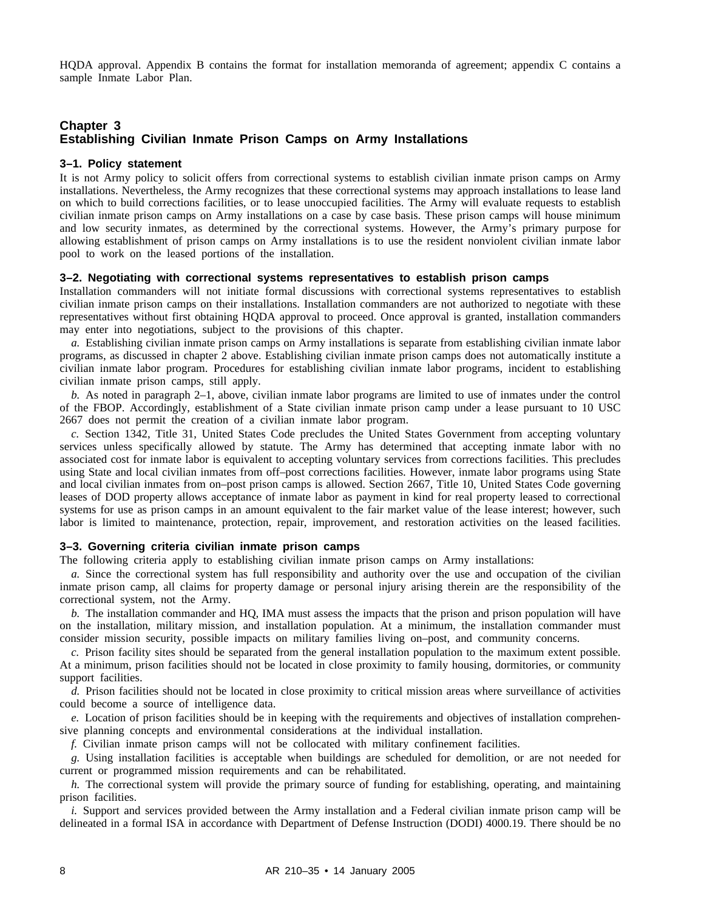HQDA approval. Appendix B contains the format for installation memoranda of agreement; appendix C contains a sample Inmate Labor Plan.

## Chapter 3
## Establishing Civilian Inmate Prison Camps on Army Installations

### 3–1. Policy statement

It is not Army policy to solicit offers from correctional systems to establish civilian inmate prison camps on Army installations. Nevertheless, the Army recognizes that these correctional systems may approach installations to lease land on which to build corrections facilities, or to lease unoccupied facilities. The Army will evaluate requests to establish civilian inmate prison camps on Army installations on a case by case basis. These prison camps will house minimum and low security inmates, as determined by the correctional systems. However, the Army's primary purpose for allowing establishment of prison camps on Army installations is to use the resident nonviolent civilian inmate labor pool to work on the leased portions of the installation.

### 3–2. Negotiating with correctional systems representatives to establish prison camps

Installation commanders will not initiate formal discussions with correctional systems representatives to establish civilian inmate prison camps on their installations. Installation commanders are not authorized to negotiate with these representatives without first obtaining HQDA approval to proceed. Once approval is granted, installation commanders may enter into negotiations, subject to the provisions of this chapter.

*a.* Establishing civilian inmate prison camps on Army installations is separate from establishing civilian inmate labor programs, as discussed in chapter 2 above. Establishing civilian inmate prison camps does not automatically institute a civilian inmate labor program. Procedures for establishing civilian inmate labor programs, incident to establishing civilian inmate prison camps, still apply.

*b.* As noted in paragraph 2–1, above, civilian inmate labor programs are limited to use of inmates under the control of the FBOP. Accordingly, establishment of a State civilian inmate prison camp under a lease pursuant to 10 USC 2667 does not permit the creation of a civilian inmate labor program.

*c.* Section 1342, Title 31, United States Code precludes the United States Government from accepting voluntary services unless specifically allowed by statute. The Army has determined that accepting inmate labor with no associated cost for inmate labor is equivalent to accepting voluntary services from corrections facilities. This precludes using State and local civilian inmates from off–post corrections facilities. However, inmate labor programs using State and local civilian inmates from on–post prison camps is allowed. Section 2667, Title 10, United States Code governing leases of DOD property allows acceptance of inmate labor as payment in kind for real property leased to correctional systems for use as prison camps in an amount equivalent to the fair market value of the lease interest; however, such labor is limited to maintenance, protection, repair, improvement, and restoration activities on the leased facilities.

### 3–3. Governing criteria civilian inmate prison camps

The following criteria apply to establishing civilian inmate prison camps on Army installations:

*a.* Since the correctional system has full responsibility and authority over the use and occupation of the civilian inmate prison camp, all claims for property damage or personal injury arising therein are the responsibility of the correctional system, not the Army.

*b.* The installation commander and HQ, IMA must assess the impacts that the prison and prison population will have on the installation, military mission, and installation population. At a minimum, the installation commander must consider mission security, possible impacts on military families living on–post, and community concerns.

*c.* Prison facility sites should be separated from the general installation population to the maximum extent possible. At a minimum, prison facilities should not be located in close proximity to family housing, dormitories, or community support facilities.

*d.* Prison facilities should not be located in close proximity to critical mission areas where surveillance of activities could become a source of intelligence data.

*e.* Location of prison facilities should be in keeping with the requirements and objectives of installation comprehensive planning concepts and environmental considerations at the individual installation.

*f.* Civilian inmate prison camps will not be collocated with military confinement facilities.

*g.* Using installation facilities is acceptable when buildings are scheduled for demolition, or are not needed for current or programmed mission requirements and can be rehabilitated.

*h.* The correctional system will provide the primary source of funding for establishing, operating, and maintaining prison facilities.

*i.* Support and services provided between the Army installation and a Federal civilian inmate prison camp will be delineated in a formal ISA in accordance with Department of Defense Instruction (DODI) 4000.19. There should be no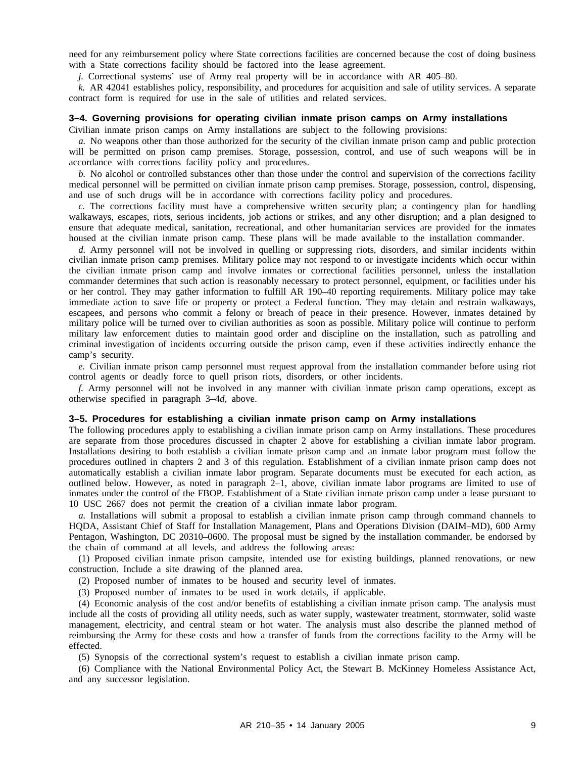need for any reimbursement policy where State corrections facilities are concerned because the cost of doing business with a State corrections facility should be factored into the lease agreement.

*j.* Correctional systems' use of Army real property will be in accordance with AR 405–80.

*k.* AR 42041 establishes policy, responsibility, and procedures for acquisition and sale of utility services. A separate contract form is required for use in the sale of utilities and related services.

### 3–4. Governing provisions for operating civilian inmate prison camps on Army installations

Civilian inmate prison camps on Army installations are subject to the following provisions:

*a.* No weapons other than those authorized for the security of the civilian inmate prison camp and public protection will be permitted on prison camp premises. Storage, possession, control, and use of such weapons will be in accordance with corrections facility policy and procedures.

*b.* No alcohol or controlled substances other than those under the control and supervision of the corrections facility medical personnel will be permitted on civilian inmate prison camp premises. Storage, possession, control, dispensing, and use of such drugs will be in accordance with corrections facility policy and procedures.

*c.* The corrections facility must have a comprehensive written security plan; a contingency plan for handling walkaways, escapes, riots, serious incidents, job actions or strikes, and any other disruption; and a plan designed to ensure that adequate medical, sanitation, recreational, and other humanitarian services are provided for the inmates housed at the civilian inmate prison camp. These plans will be made available to the installation commander.

*d.* Army personnel will not be involved in quelling or suppressing riots, disorders, and similar incidents within civilian inmate prison camp premises. Military police may not respond to or investigate incidents which occur within the civilian inmate prison camp and involve inmates or correctional facilities personnel, unless the installation commander determines that such action is reasonably necessary to protect personnel, equipment, or facilities under his or her control. They may gather information to fulfill AR 190–40 reporting requirements. Military police may take immediate action to save life or property or protect a Federal function. They may detain and restrain walkaways, escapees, and persons who commit a felony or breach of peace in their presence. However, inmates detained by military police will be turned over to civilian authorities as soon as possible. Military police will continue to perform military law enforcement duties to maintain good order and discipline on the installation, such as patrolling and criminal investigation of incidents occurring outside the prison camp, even if these activities indirectly enhance the camp's security.

*e.* Civilian inmate prison camp personnel must request approval from the installation commander before using riot control agents or deadly force to quell prison riots, disorders, or other incidents.

*f.* Army personnel will not be involved in any manner with civilian inmate prison camp operations, except as otherwise specified in paragraph 3–4*d*, above.

### 3–5. Procedures for establishing a civilian inmate prison camp on Army installations

The following procedures apply to establishing a civilian inmate prison camp on Army installations. These procedures are separate from those procedures discussed in chapter 2 above for establishing a civilian inmate labor program. Installations desiring to both establish a civilian inmate prison camp and an inmate labor program must follow the procedures outlined in chapters 2 and 3 of this regulation. Establishment of a civilian inmate prison camp does not automatically establish a civilian inmate labor program. Separate documents must be executed for each action, as outlined below. However, as noted in paragraph 2–1, above, civilian inmate labor programs are limited to use of inmates under the control of the FBOP. Establishment of a State civilian inmate prison camp under a lease pursuant to 10 USC 2667 does not permit the creation of a civilian inmate labor program.

*a.* Installations will submit a proposal to establish a civilian inmate prison camp through command channels to HQDA, Assistant Chief of Staff for Installation Management, Plans and Operations Division (DAIM–MD), 600 Army Pentagon, Washington, DC 20310–0600. The proposal must be signed by the installation commander, be endorsed by the chain of command at all levels, and address the following areas:

(1) Proposed civilian inmate prison campsite, intended use for existing buildings, planned renovations, or new construction. Include a site drawing of the planned area.

(2) Proposed number of inmates to be housed and security level of inmates.

(3) Proposed number of inmates to be used in work details, if applicable.

(4) Economic analysis of the cost and/or benefits of establishing a civilian inmate prison camp. The analysis must include all the costs of providing all utility needs, such as water supply, wastewater treatment, stormwater, solid waste management, electricity, and central steam or hot water. The analysis must also describe the planned method of reimbursing the Army for these costs and how a transfer of funds from the corrections facility to the Army will be effected.

(5) Synopsis of the correctional system's request to establish a civilian inmate prison camp.

(6) Compliance with the National Environmental Policy Act, the Stewart B. McKinney Homeless Assistance Act, and any successor legislation.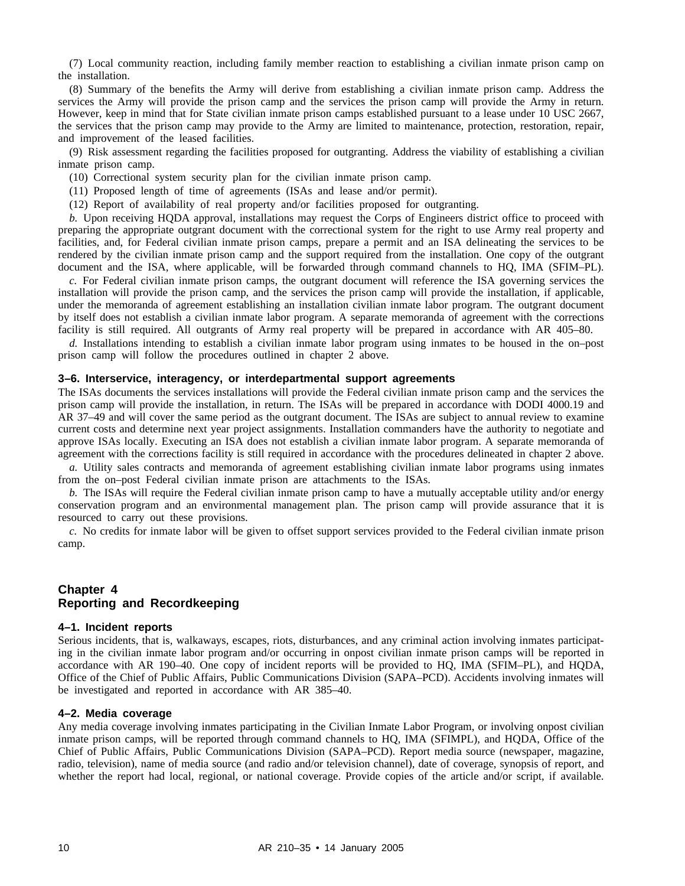(7) Local community reaction, including family member reaction to establishing a civilian inmate prison camp on the installation.

(8) Summary of the benefits the Army will derive from establishing a civilian inmate prison camp. Address the services the Army will provide the prison camp and the services the prison camp will provide the Army in return. However, keep in mind that for State civilian inmate prison camps established pursuant to a lease under 10 USC 2667, the services that the prison camp may provide to the Army are limited to maintenance, protection, restoration, repair, and improvement of the leased facilities.

(9) Risk assessment regarding the facilities proposed for outgranting. Address the viability of establishing a civilian inmate prison camp.

(10) Correctional system security plan for the civilian inmate prison camp.

(11) Proposed length of time of agreements (ISAs and lease and/or permit).

(12) Report of availability of real property and/or facilities proposed for outgranting.

*b.* Upon receiving HQDA approval, installations may request the Corps of Engineers district office to proceed with preparing the appropriate outgrant document with the correctional system for the right to use Army real property and facilities, and, for Federal civilian inmate prison camps, prepare a permit and an ISA delineating the services to be rendered by the civilian inmate prison camp and the support required from the installation. One copy of the outgrant document and the ISA, where applicable, will be forwarded through command channels to HQ, IMA (SFIM–PL).

*c.* For Federal civilian inmate prison camps, the outgrant document will reference the ISA governing services the installation will provide the prison camp, and the services the prison camp will provide the installation, if applicable, under the memoranda of agreement establishing an installation civilian inmate labor program. The outgrant document by itself does not establish a civilian inmate labor program. A separate memoranda of agreement with the corrections facility is still required. All outgrants of Army real property will be prepared in accordance with AR 405–80.

*d.* Installations intending to establish a civilian inmate labor program using inmates to be housed in the on–post prison camp will follow the procedures outlined in chapter 2 above.

### 3–6. Interservice, interagency, or interdepartmental support agreements

The ISAs documents the services installations will provide the Federal civilian inmate prison camp and the services the prison camp will provide the installation, in return. The ISAs will be prepared in accordance with DODI 4000.19 and AR 37–49 and will cover the same period as the outgrant document. The ISAs are subject to annual review to examine current costs and determine next year project assignments. Installation commanders have the authority to negotiate and approve ISAs locally. Executing an ISA does not establish a civilian inmate labor program. A separate memoranda of agreement with the corrections facility is still required in accordance with the procedures delineated in chapter 2 above.

*a.* Utility sales contracts and memoranda of agreement establishing civilian inmate labor programs using inmates from the on–post Federal civilian inmate prison are attachments to the ISAs.

*b.* The ISAs will require the Federal civilian inmate prison camp to have a mutually acceptable utility and/or energy conservation program and an environmental management plan. The prison camp will provide assurance that it is resourced to carry out these provisions.

*c.* No credits for inmate labor will be given to offset support services provided to the Federal civilian inmate prison camp.

## Chapter 4
## Reporting and Recordkeeping

### 4–1. Incident reports

Serious incidents, that is, walkaways, escapes, riots, disturbances, and any criminal action involving inmates participating in the civilian inmate labor program and/or occurring in onpost civilian inmate prison camps will be reported in accordance with AR 190–40. One copy of incident reports will be provided to HQ, IMA (SFIM–PL), and HQDA, Office of the Chief of Public Affairs, Public Communications Division (SAPA–PCD). Accidents involving inmates will be investigated and reported in accordance with AR 385–40.

### 4–2. Media coverage

Any media coverage involving inmates participating in the Civilian Inmate Labor Program, or involving onpost civilian inmate prison camps, will be reported through command channels to HQ, IMA (SFIMPL), and HQDA, Office of the Chief of Public Affairs, Public Communications Division (SAPA–PCD). Report media source (newspaper, magazine, radio, television), name of media source (and radio and/or television channel), date of coverage, synopsis of report, and whether the report had local, regional, or national coverage. Provide copies of the article and/or script, if available.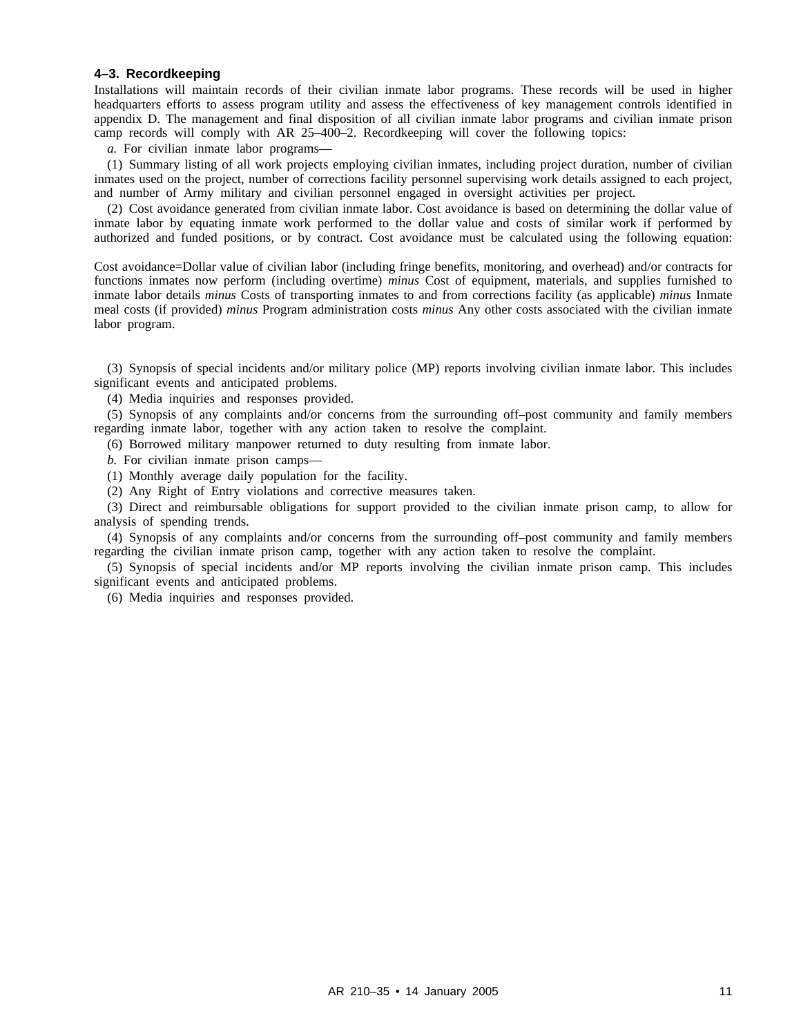### 4–3. Recordkeeping

Installations will maintain records of their civilian inmate labor programs. These records will be used in higher headquarters efforts to assess program utility and assess the effectiveness of key management controls identified in appendix D. The management and final disposition of all civilian inmate labor programs and civilian inmate prison camp records will comply with AR 25–400–2. Recordkeeping will cover the following topics:

*a.* For civilian inmate labor programs—

(1) Summary listing of all work projects employing civilian inmates, including project duration, number of civilian inmates used on the project, number of corrections facility personnel supervising work details assigned to each project, and number of Army military and civilian personnel engaged in oversight activities per project.

(2) Cost avoidance generated from civilian inmate labor. Cost avoidance is based on determining the dollar value of inmate labor by equating inmate work performed to the dollar value and costs of similar work if performed by authorized and funded positions, or by contract. Cost avoidance must be calculated using the following equation:

Cost avoidance=Dollar value of civilian labor (including fringe benefits, monitoring, and overhead) and/or contracts for functions inmates now perform (including overtime) *minus* Cost of equipment, materials, and supplies furnished to inmate labor details *minus* Costs of transporting inmates to and from corrections facility (as applicable) *minus* Inmate meal costs (if provided) *minus* Program administration costs *minus* Any other costs associated with the civilian inmate labor program.

(3) Synopsis of special incidents and/or military police (MP) reports involving civilian inmate labor. This includes significant events and anticipated problems.

(4) Media inquiries and responses provided.

(5) Synopsis of any complaints and/or concerns from the surrounding off–post community and family members regarding inmate labor, together with any action taken to resolve the complaint.

(6) Borrowed military manpower returned to duty resulting from inmate labor.

*b.* For civilian inmate prison camps—

(1) Monthly average daily population for the facility.

(2) Any Right of Entry violations and corrective measures taken.

(3) Direct and reimbursable obligations for support provided to the civilian inmate prison camp, to allow for analysis of spending trends.

(4) Synopsis of any complaints and/or concerns from the surrounding off–post community and family members regarding the civilian inmate prison camp, together with any action taken to resolve the complaint.

(5) Synopsis of special incidents and/or MP reports involving the civilian inmate prison camp. This includes significant events and anticipated problems.

(6) Media inquiries and responses provided.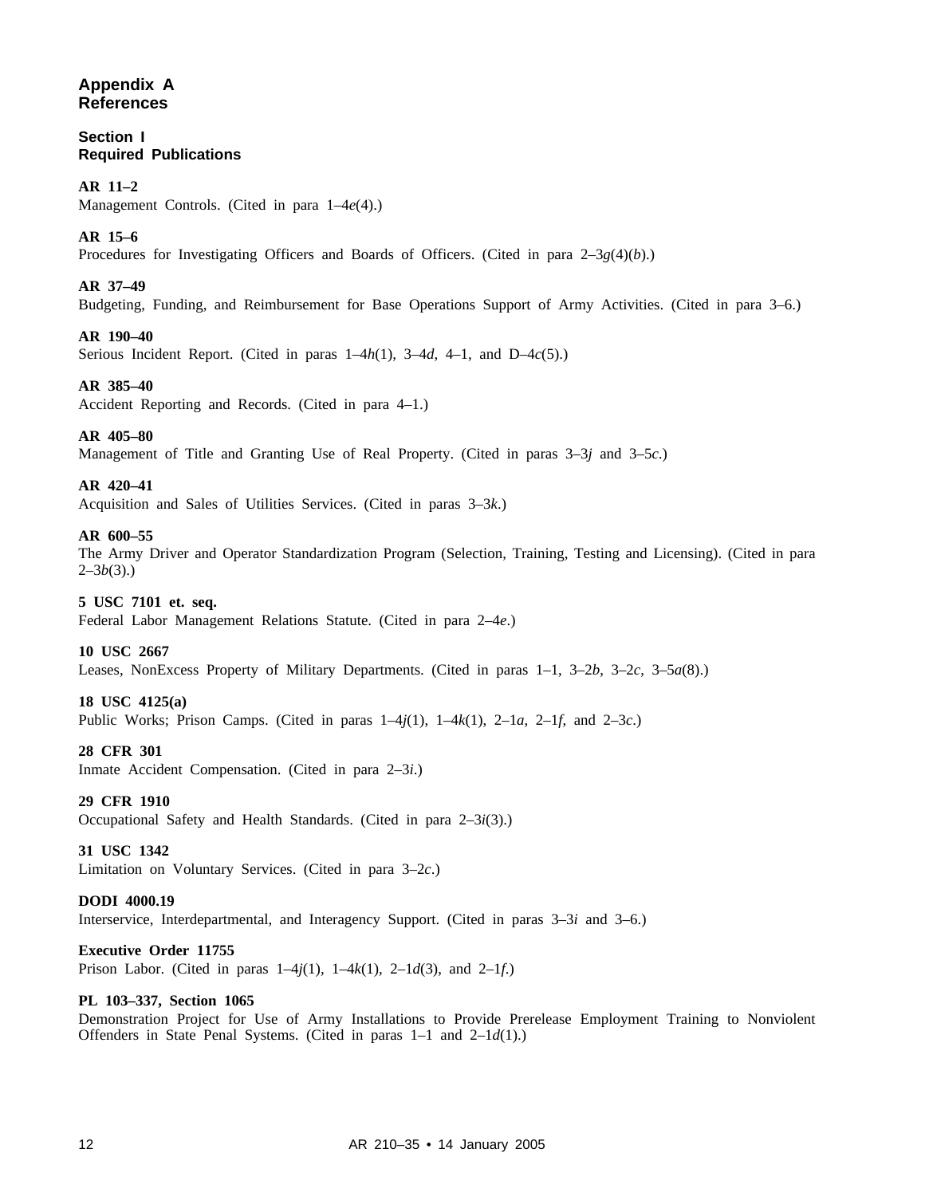# Appendix A References

## Section I Required Publications

**AR 11–2**
Management Controls. (Cited in para 1–4*e*(4).)

**AR 15–6**
Procedures for Investigating Officers and Boards of Officers. (Cited in para 2–3*g*(4)(*b*).)

**AR 37–49**
Budgeting, Funding, and Reimbursement for Base Operations Support of Army Activities. (Cited in para 3–6.)

**AR 190–40**
Serious Incident Report. (Cited in paras 1–4*h*(1), 3–4*d*, 4–1, and D–4*c*(5).)

**AR 385–40**
Accident Reporting and Records. (Cited in para 4–1.)

**AR 405–80**
Management of Title and Granting Use of Real Property. (Cited in paras 3–3*j* and 3–5*c*.)

**AR 420–41**
Acquisition and Sales of Utilities Services. (Cited in paras 3–3*k*.)

**AR 600–55**
The Army Driver and Operator Standardization Program (Selection, Training, Testing and Licensing). (Cited in para 2–3*b*(3).)

**5 USC 7101 et. seq.**
Federal Labor Management Relations Statute. (Cited in para 2–4*e*.)

**10 USC 2667**
Leases, NonExcess Property of Military Departments. (Cited in paras 1–1, 3–2*b*, 3–2*c*, 3–5*a*(8).)

**18 USC 4125(a)**
Public Works; Prison Camps. (Cited in paras 1–4*j*(1), 1–4*k*(1), 2–1*a*, 2–1*f*, and 2–3*c*.)

**28 CFR 301**
Inmate Accident Compensation. (Cited in para 2–3*i*.)

**29 CFR 1910**
Occupational Safety and Health Standards. (Cited in para 2–3*i*(3).)

**31 USC 1342**
Limitation on Voluntary Services. (Cited in para 3–2*c*.)

**DODI 4000.19**
Interservice, Interdepartmental, and Interagency Support. (Cited in paras 3–3*i* and 3–6.)

**Executive Order 11755**
Prison Labor. (Cited in paras 1–4*j*(1), 1–4*k*(1), 2–1*d*(3), and 2–1*f*.)

**PL 103–337, Section 1065**
Demonstration Project for Use of Army Installations to Provide Prerelease Employment Training to Nonviolent Offenders in State Penal Systems. (Cited in paras 1–1 and 2–1*d*(1).)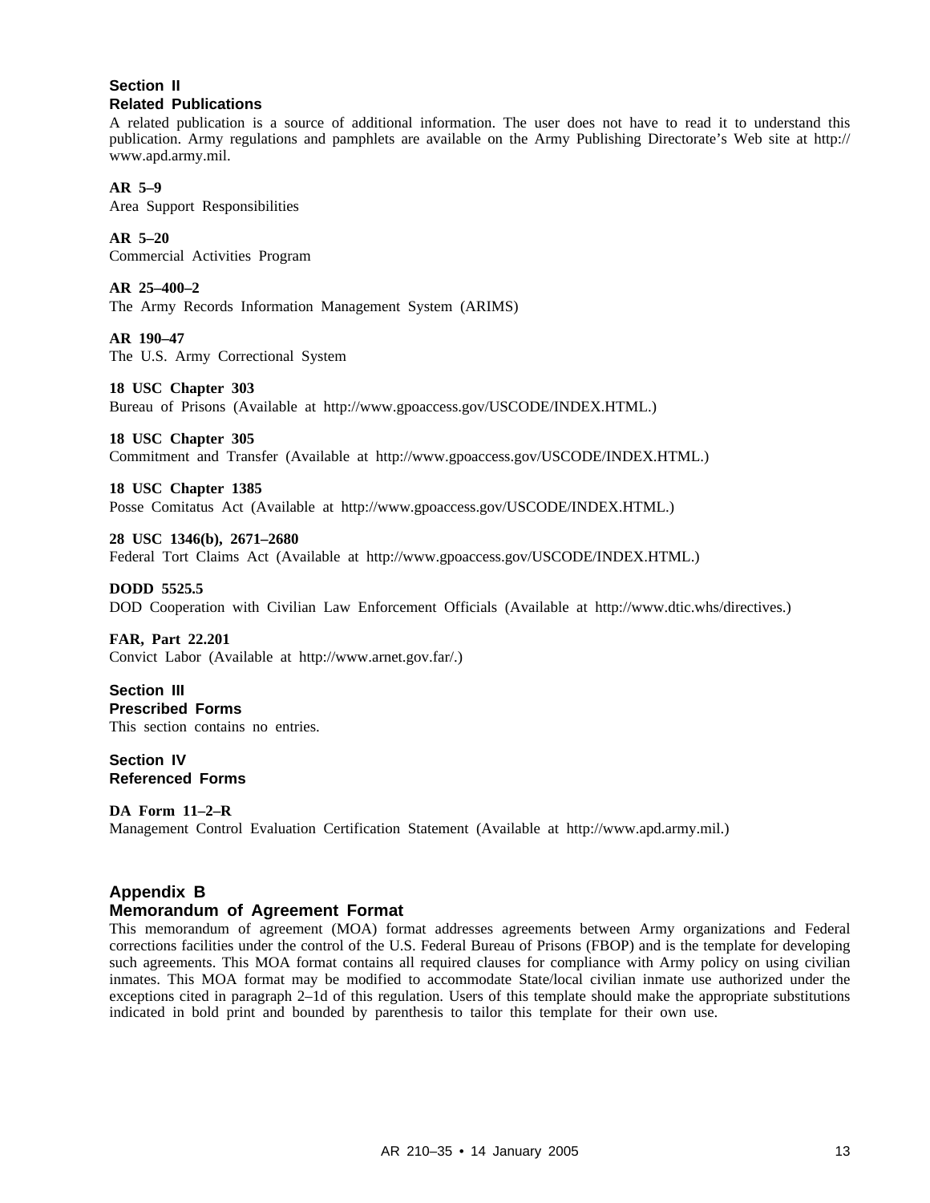## Section II
## Related Publications

A related publication is a source of additional information. The user does not have to read it to understand this publication. Army regulations and pamphlets are available on the Army Publishing Directorate's Web site at http://www.apd.army.mil.

**AR 5–9**
Area Support Responsibilities

**AR 5–20**
Commercial Activities Program

**AR 25–400–2**
The Army Records Information Management System (ARIMS)

**AR 190–47**
The U.S. Army Correctional System

**18 USC Chapter 303**
Bureau of Prisons (Available at http://www.gpoaccess.gov/USCODE/INDEX.HTML.)

**18 USC Chapter 305**
Commitment and Transfer (Available at http://www.gpoaccess.gov/USCODE/INDEX.HTML.)

**18 USC Chapter 1385**
Posse Comitatus Act (Available at http://www.gpoaccess.gov/USCODE/INDEX.HTML.)

**28 USC 1346(b), 2671–2680**
Federal Tort Claims Act (Available at http://www.gpoaccess.gov/USCODE/INDEX.HTML.)

**DODD 5525.5**
DOD Cooperation with Civilian Law Enforcement Officials (Available at http://www.dtic.whs/directives.)

**FAR, Part 22.201**
Convict Labor (Available at http://www.arnet.gov.far/.)

## Section III
## Prescribed Forms

This section contains no entries.

## Section IV
## Referenced Forms

**DA Form 11–2–R**
Management Control Evaluation Certification Statement (Available at http://www.apd.army.mil.)

# Appendix B
# Memorandum of Agreement Format

This memorandum of agreement (MOA) format addresses agreements between Army organizations and Federal corrections facilities under the control of the U.S. Federal Bureau of Prisons (FBOP) and is the template for developing such agreements. This MOA format contains all required clauses for compliance with Army policy on using civilian inmates. This MOA format may be modified to accommodate State/local civilian inmate use authorized under the exceptions cited in paragraph 2–1d of this regulation. Users of this template should make the appropriate substitutions indicated in bold print and bounded by parenthesis to tailor this template for their own use.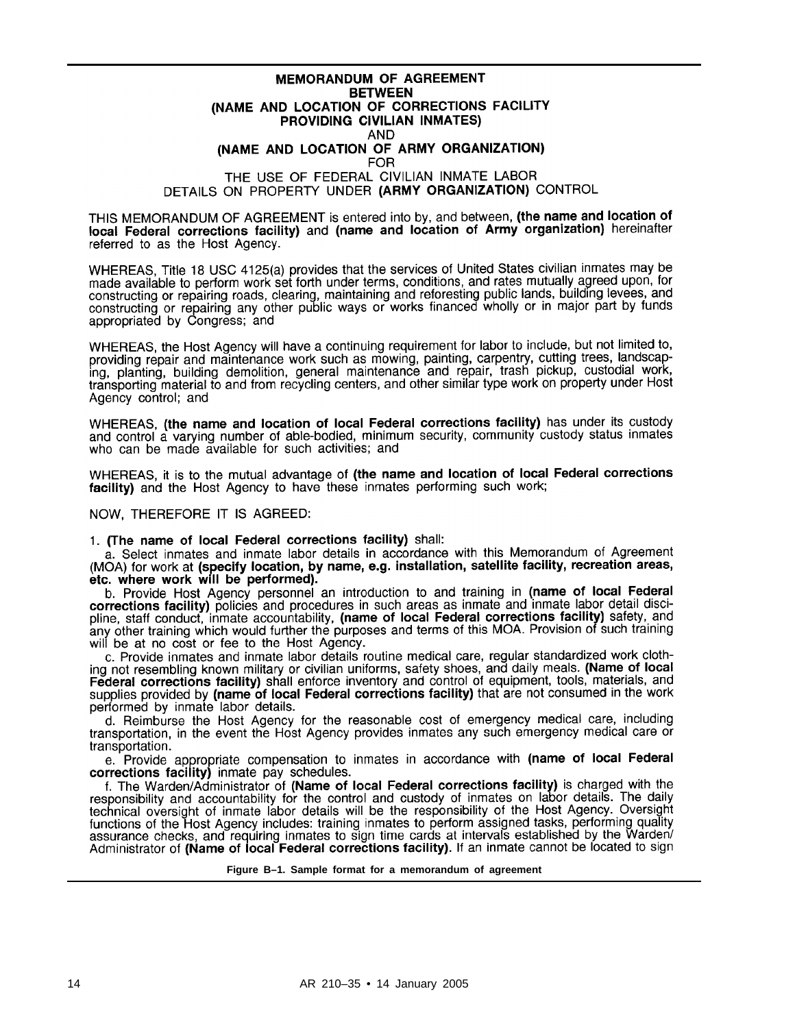**MEMORANDUM OF AGREEMENT**
**BETWEEN**
**(NAME AND LOCATION OF CORRECTIONS FACILITY PROVIDING CIVILIAN INMATES)**
AND
**(NAME AND LOCATION OF ARMY ORGANIZATION)**
FOR
THE USE OF FEDERAL CIVILIAN INMATE LABOR DETAILS ON PROPERTY UNDER **(ARMY ORGANIZATION)** CONTROL

THIS MEMORANDUM OF AGREEMENT is entered into by, and between, **(the name and location of local Federal corrections facility)** and **(name and location of Army organization)** hereinafter referred to as the Host Agency.

WHEREAS, Title 18 USC 4125(a) provides that the services of United States civilian inmates may be made available to perform work set forth under terms, conditions, and rates mutually agreed upon, for constructing or repairing roads, clearing, maintaining and reforesting public lands, building levees, and constructing or repairing any other public ways or works financed wholly or in major part by funds appropriated by Congress; and

WHEREAS, the Host Agency will have a continuing requirement for labor to include, but not limited to, providing repair and maintenance work such as mowing, painting, carpentry, cutting trees, landscaping, planting, building demolition, general maintenance and repair, trash pickup, custodial work, transporting material to and from recycling centers, and other similar type work on property under Host Agency control; and

WHEREAS, **(the name and location of local Federal corrections facility)** has under its custody and control a varying number of able-bodied, minimum security, community custody status inmates who can be made available for such activities; and

WHEREAS, it is to the mutual advantage of **(the name and location of local Federal corrections facility)** and the Host Agency to have these inmates performing such work;

NOW, THEREFORE IT IS AGREED:

1. **(The name of local Federal corrections facility)** shall:

a. Select inmates and inmate labor details in accordance with this Memorandum of Agreement (MOA) for work at **(specify location, by name, e.g. installation, satellite facility, recreation areas, etc. where work will be performed).**

b. Provide Host Agency personnel an introduction to and training in **(name of local Federal corrections facility)** policies and procedures in such areas as inmate and inmate labor detail discipline, staff conduct, inmate accountability, **(name of local Federal corrections facility)** safety, and any other training which would further the purposes and terms of this MOA. Provision of such training will be at no cost or fee to the Host Agency.

c. Provide inmates and inmate labor details routine medical care, regular standardized work clothing not resembling known military or civilian uniforms, safety shoes, and daily meals. **(Name of local Federal corrections facility)** shall enforce inventory and control of equipment, tools, materials, and supplies provided by **(name of local Federal corrections facility)** that are not consumed in the work performed by inmate labor details.

d. Reimburse the Host Agency for the reasonable cost of emergency medical care, including transportation, in the event the Host Agency provides inmates any such emergency medical care or transportation.

e. Provide appropriate compensation to inmates in accordance with **(name of local Federal corrections facility)** inmate pay schedules.

f. The Warden/Administrator of **(Name of local Federal corrections facility)** is charged with the responsibility and accountability for the control and custody of inmates on labor details. The daily technical oversight of inmate labor details will be the responsibility of the Host Agency. Oversight functions of the Host Agency includes: training inmates to perform assigned tasks, performing quality assurance checks, and requiring inmates to sign time cards at intervals established by the Warden/Administrator of **(Name of local Federal corrections facility)**. If an inmate cannot be located to sign

**Figure B–1. Sample format for a memorandum of agreement**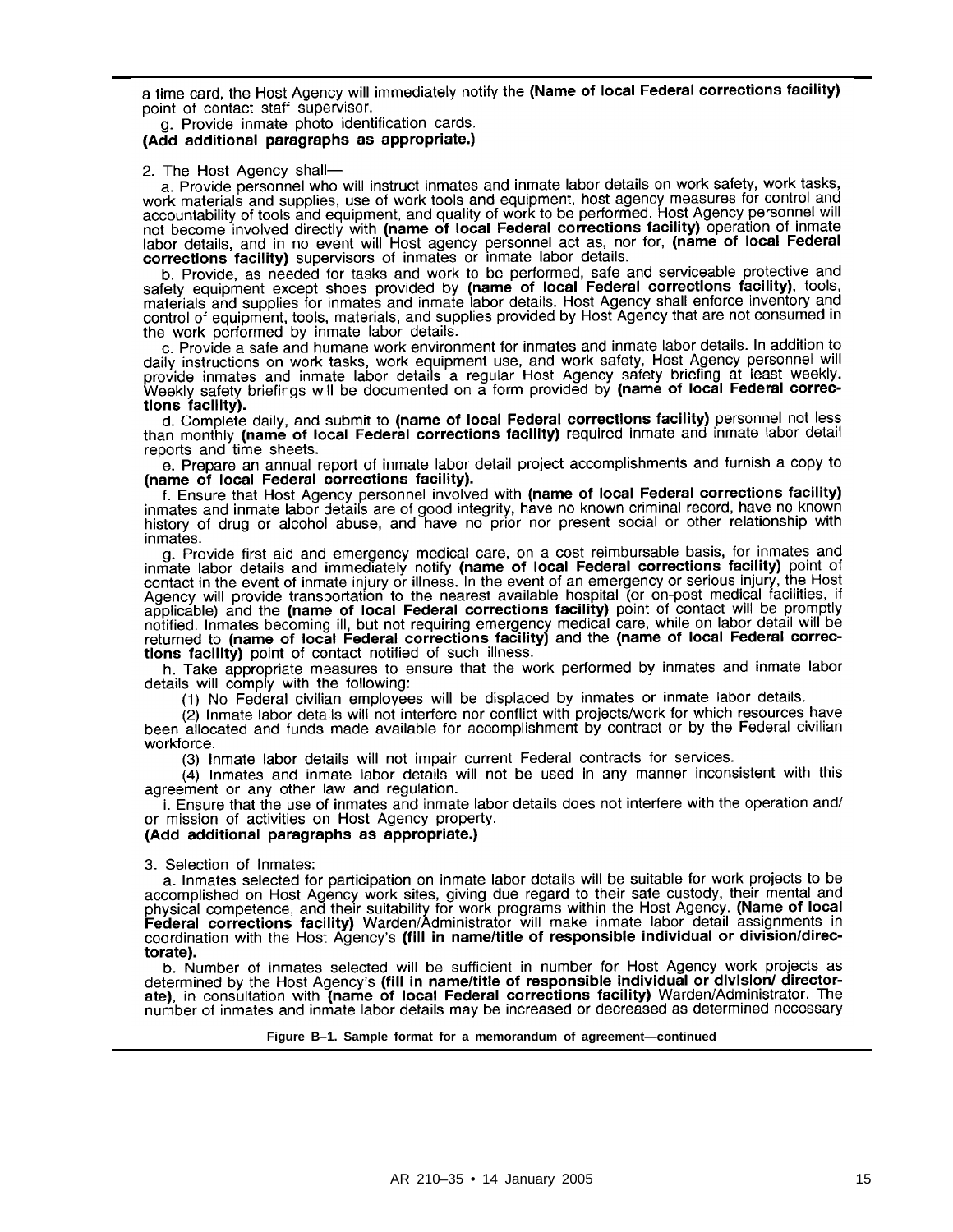a time card, the Host Agency will immediately notify the **(Name of local Federal corrections facility)** point of contact staff supervisor.

g. Provide inmate photo identification cards.

**(Add additional paragraphs as appropriate.)**

2. The Host Agency shall—

a. Provide personnel who will instruct inmates and inmate labor details on work safety, work tasks, work materials and supplies, use of work tools and equipment, host agency measures for control and accountability of tools and equipment, and quality of work to be performed. Host Agency personnel will not become involved directly with **(name of local Federal corrections facility)** operation of inmate labor details, and in no event will Host agency personnel act as, nor for, **(name of local Federal corrections facility)** supervisors of inmates or inmate labor details.

b. Provide, as needed for tasks and work to be performed, safe and serviceable protective and safety equipment except shoes provided by **(name of local Federal corrections facility)**, tools, materials and supplies for inmates and inmate labor details. Host Agency shall enforce inventory and control of equipment, tools, materials, and supplies provided by Host Agency that are not consumed in the work performed by inmate labor details.

c. Provide a safe and humane work environment for inmates and inmate labor details. In addition to daily instructions on work tasks, work equipment use, and work safety, Host Agency personnel will provide inmates and inmate labor details a regular Host Agency safety briefing at least weekly. Weekly safety briefings will be documented on a form provided by **(name of local Federal corrections facility)**.

d. Complete daily, and submit to **(name of local Federal corrections facility)** personnel not less than monthly **(name of local Federal corrections facility)** required inmate and inmate labor detail reports and time sheets.

e. Prepare an annual report of inmate labor detail project accomplishments and furnish a copy to **(name of local Federal corrections facility)**.

f. Ensure that Host Agency personnel involved with **(name of local Federal corrections facility)** inmates and inmate labor details are of good integrity, have no known criminal record, have no known history of drug or alcohol abuse, and have no prior nor present social or other relationship with inmates.

g. Provide first aid and emergency medical care, on a cost reimbursable basis, for inmates and inmate labor details and immediately notify **(name of local Federal corrections facility)** point of contact in the event of inmate injury or illness. In the event of an emergency or serious injury, the Host Agency will provide transportation to the nearest available hospital (or on-post medical facilities, if applicable) and the **(name of local Federal corrections facility)** point of contact will be promptly notified. Inmates becoming ill, but not requiring emergency medical care, while on labor detail will be returned to **(name of local Federal corrections facility)** and the **(name of local Federal corrections facility)** point of contact notified of such illness.

h. Take appropriate measures to ensure that the work performed by inmates and inmate labor details will comply with the following:

(1) No Federal civilian employees will be displaced by inmates or inmate labor details.

(2) Inmate labor details will not interfere nor conflict with projects/work for which resources have been allocated and funds made available for accomplishment by contract or by the Federal civilian workforce.

(3) Inmate labor details will not impair current Federal contracts for services.

(4) Inmates and inmate labor details will not be used in any manner inconsistent with this agreement or any other law and regulation.

i. Ensure that the use of inmates and inmate labor details does not interfere with the operation and/or mission of activities on Host Agency property.

**(Add additional paragraphs as appropriate.)**

3. Selection of Inmates:

a. Inmates selected for participation on inmate labor details will be suitable for work projects to be accomplished on Host Agency work sites, giving due regard to their safe custody, their mental and physical competence, and their suitability for work programs within the Host Agency. **(Name of local Federal corrections facility)** Warden/Administrator will make inmate labor detail assignments in coordination with the Host Agency's **(fill in name/title of responsible individual or division/directorate)**.

b. Number of inmates selected will be sufficient in number for Host Agency work projects as determined by the Host Agency's **(fill in name/title of responsible individual or division/ directorate)**, in consultation with **(name of local Federal corrections facility)** Warden/Administrator. The number of inmates and inmate labor details may be increased or decreased as determined necessary

**Figure B–1. Sample format for a memorandum of agreement—continued**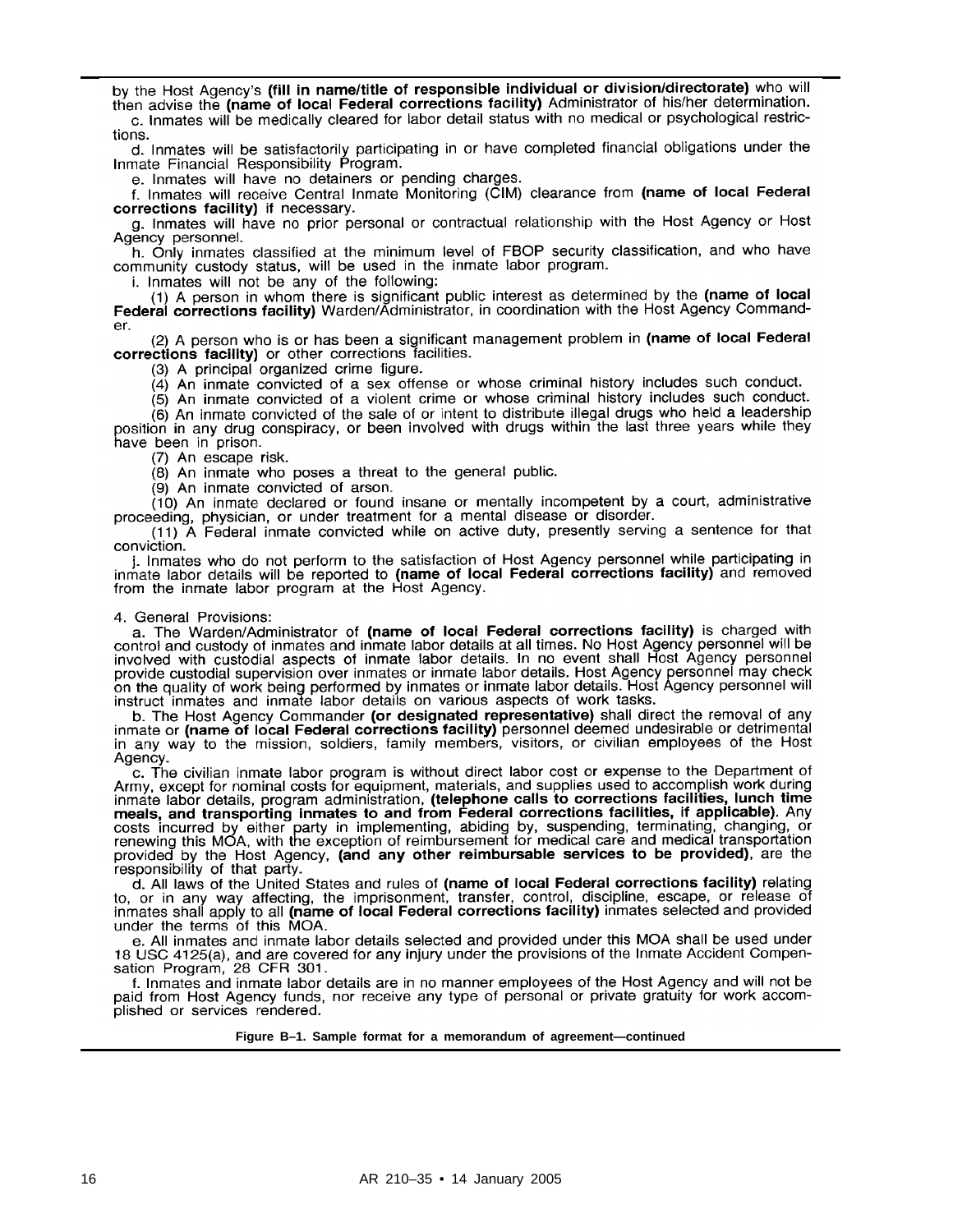by the Host Agency's **(fill in name/title of responsible individual or division/directorate)** who will then advise the **(name of local Federal corrections facility)** Administrator of his/her determination.

c. Inmates will be medically cleared for labor detail status with no medical or psychological restrictions.

d. Inmates will be satisfactorily participating in or have completed financial obligations under the Inmate Financial Responsibility Program.

e. Inmates will have no detainers or pending charges.

f. Inmates will receive Central Inmate Monitoring (CIM) clearance from **(name of local Federal corrections facility)** if necessary.

g. Inmates will have no prior personal or contractual relationship with the Host Agency or Host Agency personnel.

h. Only inmates classified at the minimum level of FBOP security classification, and who have community custody status, will be used in the inmate labor program.

i. Inmates will not be any of the following:

(1) A person in whom there is significant public interest as determined by the **(name of local Federal corrections facility)** Warden/Administrator, in coordination with the Host Agency Commander.

(2) A person who is or has been a significant management problem in **(name of local Federal corrections facility)** or other corrections facilities.

(3) A principal organized crime figure.

(4) An inmate convicted of a sex offense or whose criminal history includes such conduct.

(5) An inmate convicted of a violent crime or whose criminal history includes such conduct.

(6) An inmate convicted of the sale of or intent to distribute illegal drugs who held a leadership position in any drug conspiracy, or been involved with drugs within the last three years while they have been in prison.

(7) An escape risk.

(8) An inmate who poses a threat to the general public.

(9) An inmate convicted of arson.

(10) An inmate declared or found insane or mentally incompetent by a court, administrative proceeding, physician, or under treatment for a mental disease or disorder.

(11) A Federal inmate convicted while on active duty, presently serving a sentence for that conviction.

j. Inmates who do not perform to the satisfaction of Host Agency personnel while participating in inmate labor details will be reported to **(name of local Federal corrections facility)** and removed from the inmate labor program at the Host Agency.

4. General Provisions:

a. The Warden/Administrator of **(name of local Federal corrections facility)** is charged with control and custody of inmates and inmate labor details at all times. No Host Agency personnel will be involved with custodial aspects of inmate labor details. In no event shall Host Agency personnel provide custodial supervision over inmates or inmate labor details. Host Agency personnel may check on the quality of work being performed by inmates or inmate labor details. Host Agency personnel will instruct inmates and inmate labor details on various aspects of work tasks.

b. The Host Agency Commander **(or designated representative)** shall direct the removal of any inmate or **(name of local Federal corrections facility)** personnel deemed undesirable or detrimental in any way to the mission, soldiers, family members, visitors, or civilian employees of the Host Agency.

c. The civilian inmate labor program is without direct labor cost or expense to the Department of Army, except for nominal costs for equipment, materials, and supplies used to accomplish work during inmate labor details, program administration, **(telephone calls to corrections facilities, lunch time meals, and transporting inmates to and from Federal corrections facilities, if applicable)**. Any costs incurred by either party in implementing, abiding by, suspending, terminating, changing, or renewing this MOA, with the exception of reimbursement for medical care and medical transportation provided by the Host Agency, **(and any other reimbursable services to be provided)**, are the responsibility of that party.

d. All laws of the United States and rules of **(name of local Federal corrections facility)** relating to, or in any way affecting, the imprisonment, transfer, control, discipline, escape, or release of inmates shall apply to all **(name of local Federal corrections facility)** inmates selected and provided under the terms of this MOA.

e. All inmates and inmate labor details selected and provided under this MOA shall be used under 18 USC 4125(a), and are covered for any injury under the provisions of the Inmate Accident Compensation Program, 28 CFR 301.

f. Inmates and inmate labor details are in no manner employees of the Host Agency and will not be paid from Host Agency funds, nor receive any type of personal or private gratuity for work accomplished or services rendered.

**Figure B–1. Sample format for a memorandum of agreement—continued**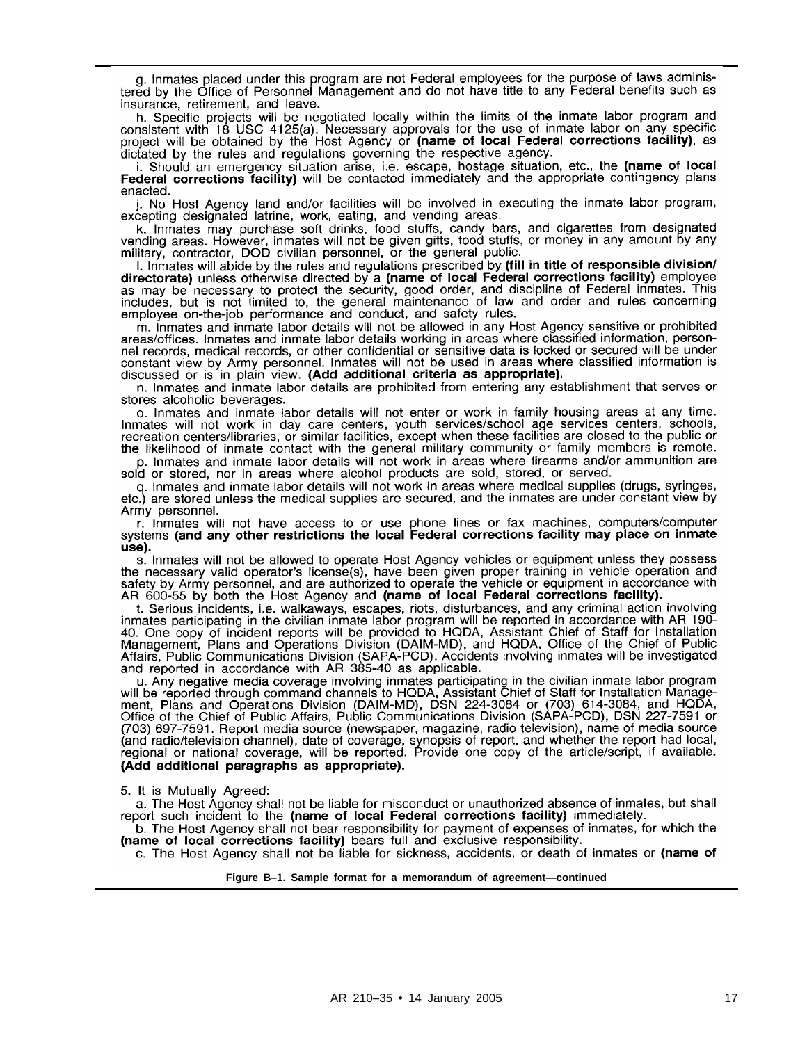g. Inmates placed under this program are not Federal employees for the purpose of laws administered by the Office of Personnel Management and do not have title to any Federal benefits such as insurance, retirement, and leave.

h. Specific projects will be negotiated locally within the limits of the inmate labor program and consistent with 18 USC 4125(a). Necessary approvals for the use of inmate labor on any specific project will be obtained by the Host Agency or **(name of local Federal corrections facility)**, as dictated by the rules and regulations governing the respective agency.

i. Should an emergency situation arise, i.e. escape, hostage situation, etc., the **(name of local Federal corrections facility)** will be contacted immediately and the appropriate contingency plans enacted.

j. No Host Agency land and/or facilities will be involved in executing the inmate labor program, excepting designated latrine, work, eating, and vending areas.

k. Inmates may purchase soft drinks, food stuffs, candy bars, and cigarettes from designated vending areas. However, inmates will not be given gifts, food stuffs, or money in any amount by any military, contractor, DOD civilian personnel, or the general public.

l. Inmates will abide by the rules and regulations prescribed by **(fill in title of responsible division/directorate)** unless otherwise directed by a **(name of local Federal corrections facility)** employee as may be necessary to protect the security, good order, and discipline of Federal inmates. This includes, but is not limited to, the general maintenance of law and order and rules concerning employee on-the-job performance and conduct, and safety rules.

m. Inmates and inmate labor details will not be allowed in any Host Agency sensitive or prohibited areas/offices. Inmates and inmate labor details working in areas where classified information, personnel records, medical records, or other confidential or sensitive data is locked or secured will be under constant view by Army personnel. Inmates will not be used in areas where classified information is discussed or is in plain view. **(Add additional criteria as appropriate)**.

n. Inmates and inmate labor details are prohibited from entering any establishment that serves or stores alcoholic beverages.

o. Inmates and inmate labor details will not enter or work in family housing areas at any time. Inmates will not work in day care centers, youth services/school age services centers, schools, recreation centers/libraries, or similar facilities, except when these facilities are closed to the public or the likelihood of inmate contact with the general military community or family members is remote.

p. Inmates and inmate labor details will not work in areas where firearms and/or ammunition are sold or stored, nor in areas where alcohol products are sold, stored, or served.

q. Inmates and inmate labor details will not work in areas where medical supplies (drugs, syringes, etc.) are stored unless the medical supplies are secured, and the inmates are under constant view by Army personnel.

r. Inmates will not have access to or use phone lines or fax machines, computers/computer systems **(and any other restrictions the local Federal corrections facility may place on inmate use).**

s. Inmates will not be allowed to operate Host Agency vehicles or equipment unless they possess the necessary valid operator's license(s), have been given proper training in vehicle operation and safety by Army personnel, and are authorized to operate the vehicle or equipment in accordance with AR 600-55 by both the Host Agency and **(name of local Federal corrections facility).**

t. Serious incidents, i.e. walkaways, escapes, riots, disturbances, and any criminal action involving inmates participating in the civilian inmate labor program will be reported in accordance with AR 190-40. One copy of incident reports will be provided to HQDA, Assistant Chief of Staff for Installation Management, Plans and Operations Division (DAIM-MD), and HQDA, Office of the Chief of Public Affairs, Public Communications Division (SAPA-PCD). Accidents involving inmates will be investigated and reported in accordance with AR 385-40 as applicable.

u. Any negative media coverage involving inmates participating in the civilian inmate labor program will be reported through command channels to HQDA, Assistant Chief of Staff for Installation Management, Plans and Operations Division (DAIM-MD), DSN 224-3084 or (703) 614-3084, and HQDA, Office of the Chief of Public Affairs, Public Communications Division (SAPA-PCD), DSN 227-7591 or (703) 697-7591. Report media source (newspaper, magazine, radio television), name of media source (and radio/television channel), date of coverage, synopsis of report, and whether the report had local, regional or national coverage, will be reported. Provide one copy of the article/script, if available. **(Add additional paragraphs as appropriate).**

5. It is Mutually Agreed:

a. The Host Agency shall not be liable for misconduct or unauthorized absence of inmates, but shall report such incident to the **(name of local Federal corrections facility)** immediately.

b. The Host Agency shall not bear responsibility for payment of expenses of inmates, for which the **(name of local corrections facility)** bears full and exclusive responsibility.

c. The Host Agency shall not be liable for sickness, accidents, or death of inmates or **(name of**

**Figure B–1. Sample format for a memorandum of agreement—continued**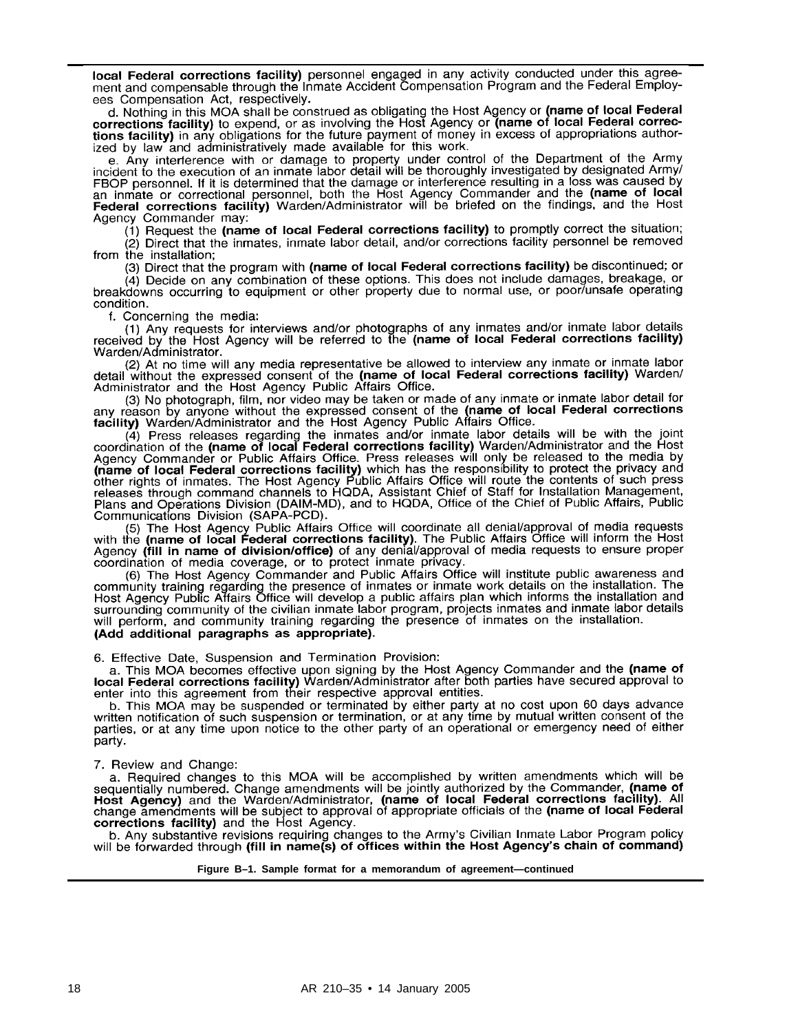**local Federal corrections facility)** personnel engaged in any activity conducted under this agreement and compensable through the Inmate Accident Compensation Program and the Federal Employees Compensation Act, respectively.

d. Nothing in this MOA shall be construed as obligating the Host Agency or **(name of local Federal corrections facility)** to expend, or as involving the Host Agency or **(name of local Federal corrections facility)** in any obligations for the future payment of money in excess of appropriations authorized by law and administratively made available for this work.

e. Any interference with or damage to property under control of the Department of the Army incident to the execution of an inmate labor detail will be thoroughly investigated by designated Army/FBOP personnel. If it is determined that the damage or interference resulting in a loss was caused by an inmate or correctional personnel, both the Host Agency Commander and the **(name of local Federal corrections facility)** Warden/Administrator will be briefed on the findings, and the Host Agency Commander may:

(1) Request the **(name of local Federal corrections facility)** to promptly correct the situation;

(2) Direct that the inmates, inmate labor detail, and/or corrections facility personnel be removed from the installation;

(3) Direct that the program with **(name of local Federal corrections facility)** be discontinued; or

(4) Decide on any combination of these options. This does not include damages, breakage, or breakdowns occurring to equipment or other property due to normal use, or poor/unsafe operating condition.

f. Concerning the media:

(1) Any requests for interviews and/or photographs of any inmates and/or inmate labor details received by the Host Agency will be referred to the **(name of local Federal corrections facility)** Warden/Administrator.

(2) At no time will any media representative be allowed to interview any inmate or inmate labor detail without the expressed consent of the **(name of local Federal corrections facility)** Warden/Administrator and the Host Agency Public Affairs Office.

(3) No photograph, film, nor video may be taken or made of any inmate or inmate labor detail for any reason by anyone without the expressed consent of the **(name of local Federal corrections facility)** Warden/Administrator and the Host Agency Public Affairs Office.

(4) Press releases regarding the inmates and/or inmate labor details will be with the joint coordination of the **(name of local Federal corrections facility)** Warden/Administrator and the Host Agency Commander or Public Affairs Office. Press releases will only be released to the media by **(name of local Federal corrections facility)** which has the responsibility to protect the privacy and other rights of inmates. The Host Agency Public Affairs Office will route the contents of such press releases through command channels to HQDA, Assistant Chief of Staff for Installation Management, Plans and Operations Division (DAIM-MD), and to HQDA, Office of the Chief of Public Affairs, Public Communications Division (SAPA-PCD).

(5) The Host Agency Public Affairs Office will coordinate all denial/approval of media requests with the **(name of local Federal corrections facility)**. The Public Affairs Office will inform the Host Agency **(fill in name of division/office)** of any denial/approval of media requests to ensure proper coordination of media coverage, or to protect inmate privacy.

(6) The Host Agency Commander and Public Affairs Office will institute public awareness and community training regarding the presence of inmates or inmate work details on the installation. The Host Agency Public Affairs Office will develop a public affairs plan which informs the installation and surrounding community of the civilian inmate labor program, projects inmates and inmate labor details will perform, and community training regarding the presence of inmates on the installation.

**(Add additional paragraphs as appropriate).**

6. Effective Date, Suspension and Termination Provision:

a. This MOA becomes effective upon signing by the Host Agency Commander and the **(name of local Federal corrections facility)** Warden/Administrator after both parties have secured approval to enter into this agreement from their respective approval entities.

b. This MOA may be suspended or terminated by either party at no cost upon 60 days advance written notification of such suspension or termination, or at any time by mutual written consent of the parties, or at any time upon notice to the other party of an operational or emergency need of either party.

7. Review and Change:

a. Required changes to this MOA will be accomplished by written amendments which will be sequentially numbered. Change amendments will be jointly authorized by the Commander, **(name of Host Agency)** and the Warden/Administrator, **(name of local Federal corrections facility)**. All change amendments will be subject to approval of appropriate officials of the **(name of local Federal corrections facility)** and the Host Agency.

b. Any substantive revisions requiring changes to the Army's Civilian Inmate Labor Program policy will be forwarded through **(fill in name(s) of offices within the Host Agency's chain of command)**

**Figure B–1. Sample format for a memorandum of agreement—continued**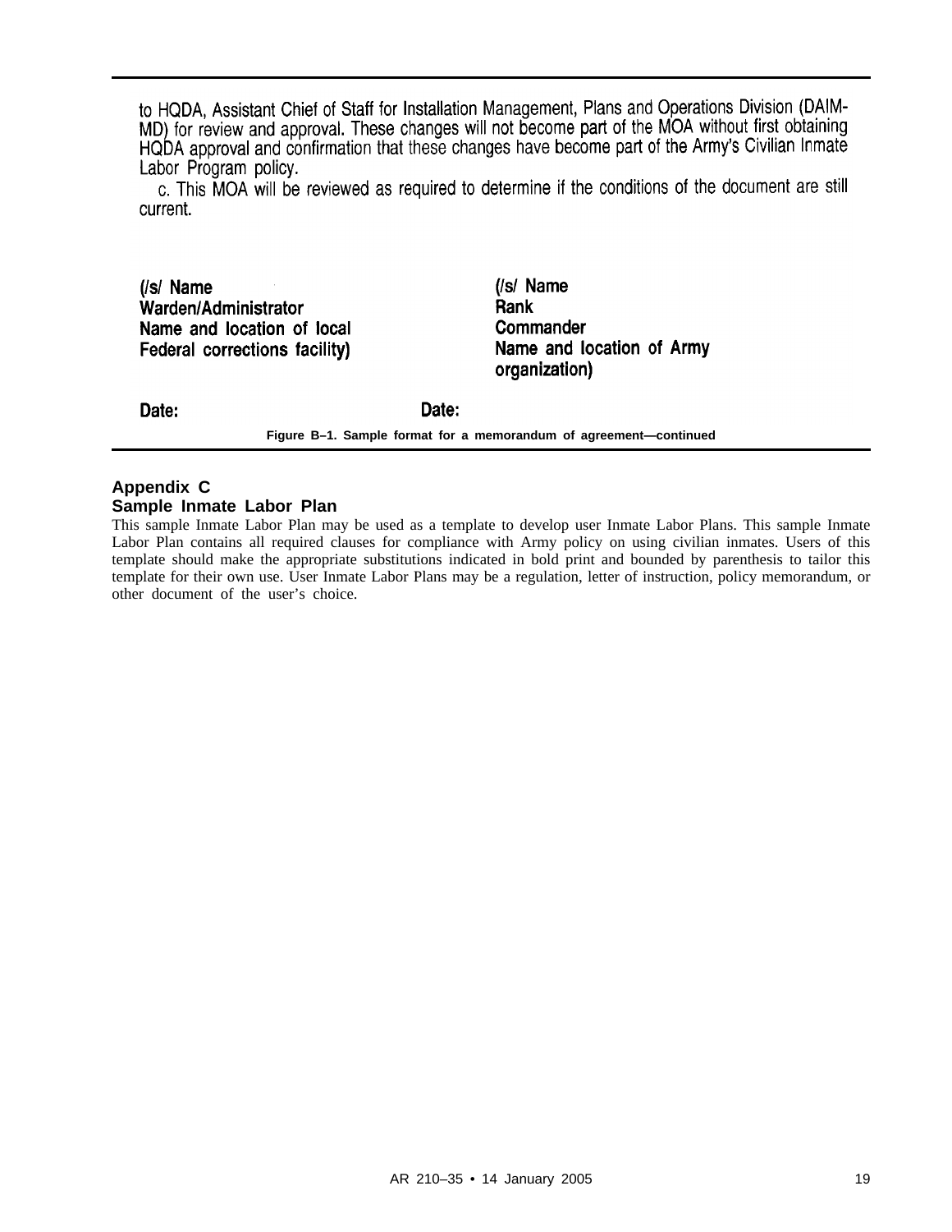to HQDA, Assistant Chief of Staff for Installation Management, Plans and Operations Division (DAIM-MD) for review and approval. These changes will not become part of the MOA without first obtaining HQDA approval and confirmation that these changes have become part of the Army's Civilian Inmate Labor Program policy.

c. This MOA will be reviewed as required to determine if the conditions of the document are still current.

**(/s/ Name**
**Warden/Administrator**
**Name and location of local**
**Federal corrections facility)**

**(/s/ Name**
**Rank**
**Commander**
**Name and location of Army**
**organization)**

**Date:**

**Date:**

**Figure B–1. Sample format for a memorandum of agreement—continued**

## Appendix C
## Sample Inmate Labor Plan

This sample Inmate Labor Plan may be used as a template to develop user Inmate Labor Plans. This sample Inmate Labor Plan contains all required clauses for compliance with Army policy on using civilian inmates. Users of this template should make the appropriate substitutions indicated in bold print and bounded by parenthesis to tailor this template for their own use. User Inmate Labor Plans may be a regulation, letter of instruction, policy memorandum, or other document of the user's choice.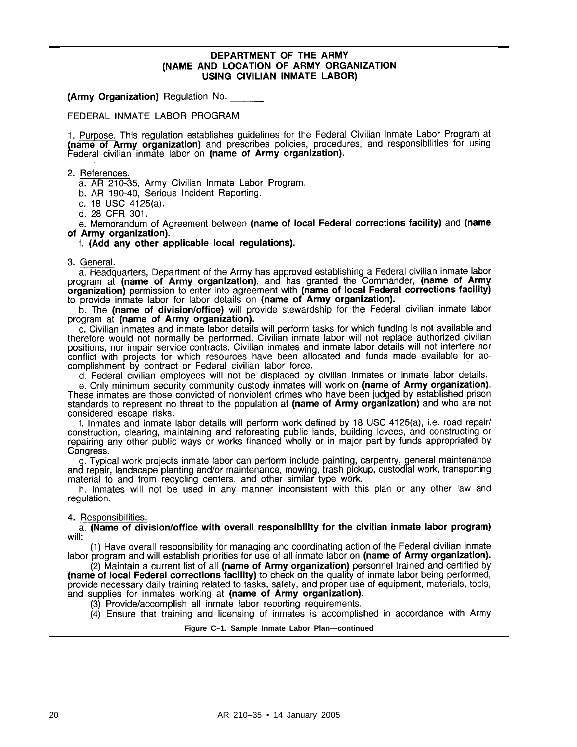**DEPARTMENT OF THE ARMY**
**(NAME AND LOCATION OF ARMY ORGANIZATION**
**USING CIVILIAN INMATE LABOR)**

**(Army Organization)** Regulation No. \_\_\_\_\_\_

FEDERAL INMATE LABOR PROGRAM

1. Purpose. This regulation establishes guidelines for the Federal Civilian Inmate Labor Program at **(name of Army organization)** and prescribes policies, procedures, and responsibilities for using Federal civilian inmate labor on **(name of Army organization).**

2. References.
   a. AR 210-35, Army Civilian Inmate Labor Program.
   b. AR 190-40, Serious Incident Reporting.
   c. 18 USC 4125(a).
   d. 28 CFR 301.
   e. Memorandum of Agreement between **(name of local Federal corrections facility)** and **(name of Army organization).**
   f. **(Add any other applicable local regulations).**

3. General.
   a. Headquarters, Department of the Army has approved establishing a Federal civilian inmate labor program at **(name of Army organization)**, and has granted the Commander, **(name of Army organization)** permission to enter into agreement with **(name of local Federal corrections facility)** to provide inmate labor for labor details on **(name of Army organization).**
   b. The **(name of division/office)** will provide stewardship for the Federal civilian inmate labor program at **(name of Army organization).**
   c. Civilian inmates and inmate labor details will perform tasks for which funding is not available and therefore would not normally be performed. Civilian inmate labor will not replace authorized civilian positions, nor impair service contracts. Civilian inmates and inmate labor details will not interfere nor conflict with projects for which resources have been allocated and funds made available for accomplishment by contract or Federal civilian labor force.
   d. Federal civilian employees will not be displaced by civilian inmates or inmate labor details.
   e. Only minimum security community custody inmates will work on **(name of Army organization)**. These inmates are those convicted of nonviolent crimes who have been judged by established prison standards to represent no threat to the population at **(name of Army organization)** and who are not considered escape risks.
   f. Inmates and inmate labor details will perform work defined by 18 USC 4125(a), i.e. road repair/construction, clearing, maintaining and reforesting public lands, building levees, and constructing or repairing any other public ways or works financed wholly or in major part by funds appropriated by Congress.
   g. Typical work projects inmate labor can perform include painting, carpentry, general maintenance and repair, landscape planting and/or maintenance, mowing, trash pickup, custodial work, transporting material to and from recycling centers, and other similar type work.
   h. Inmates will not be used in any manner inconsistent with this plan or any other law and regulation.

4. Responsibilities.
   a. **(Name of division/office with overall responsibility for the civilian inmate labor program)** will:
   (1) Have overall responsibility for managing and coordinating action of the Federal civilian inmate labor program and will establish priorities for use of all inmate labor on **(name of Army organization).**
   (2) Maintain a current list of all **(name of Army organization)** personnel trained and certified by **(name of local Federal corrections facility)** to check on the quality of inmate labor being performed, provide necessary daily training related to tasks, safety, and proper use of equipment, materials, tools, and supplies for inmates working at **(name of Army organization).**
   (3) Provide/accomplish all inmate labor reporting requirements.
   (4) Ensure that training and licensing of inmates is accomplished in accordance with Army

**Figure C–1. Sample Inmate Labor Plan—continued**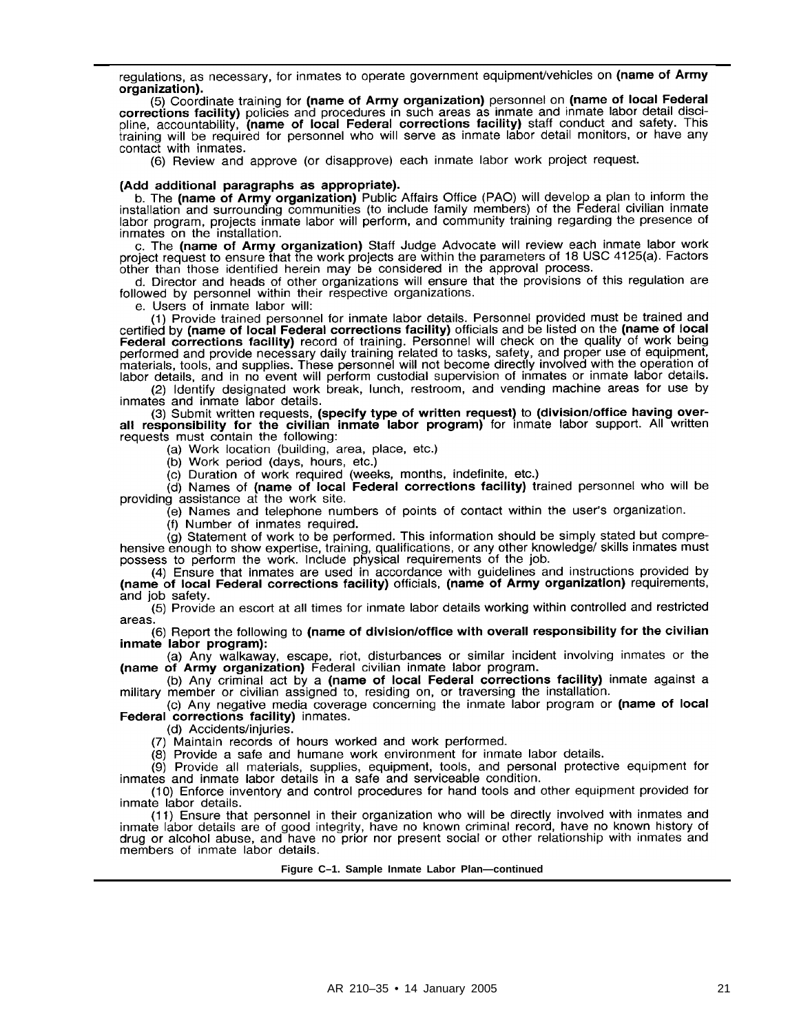regulations, as necessary, for inmates to operate government equipment/vehicles on **(name of Army organization).**

(5) Coordinate training for **(name of Army organization)** personnel on **(name of local Federal corrections facility)** policies and procedures in such areas as inmate and inmate labor detail discipline, accountability, **(name of local Federal corrections facility)** staff conduct and safety. This training will be required for personnel who will serve as inmate labor detail monitors, or have any contact with inmates.

(6) Review and approve (or disapprove) each inmate labor work project request.

**(Add additional paragraphs as appropriate).**

b. The **(name of Army organization)** Public Affairs Office (PAO) will develop a plan to inform the installation and surrounding communities (to include family members) of the Federal civilian inmate labor program, projects inmate labor will perform, and community training regarding the presence of inmates on the installation.

c. The **(name of Army organization)** Staff Judge Advocate will review each inmate labor work project request to ensure that the work projects are within the parameters of 18 USC 4125(a). Factors other than those identified herein may be considered in the approval process.

d. Director and heads of other organizations will ensure that the provisions of this regulation are followed by personnel within their respective organizations.

e. Users of inmate labor will:

(1) Provide trained personnel for inmate labor details. Personnel provided must be trained and certified by **(name of local Federal corrections facility)** officials and be listed on the **(name of local Federal corrections facility)** record of training. Personnel will check on the quality of work being performed and provide necessary daily training related to tasks, safety, and proper use of equipment, materials, tools, and supplies. These personnel will not become directly involved with the operation of labor details, and in no event will perform custodial supervision of inmates or inmate labor details.

(2) Identify designated work break, lunch, restroom, and vending machine areas for use by inmates and inmate labor details.

(3) Submit written requests, **(specify type of written request)** to **(division/office having overall responsibility for the civilian inmate labor program)** for inmate labor support. All written requests must contain the following:

(a) Work location (building, area, place, etc.)

(b) Work period (days, hours, etc.)

(c) Duration of work required (weeks, months, indefinite, etc.)

(d) Names of **(name of local Federal corrections facility)** trained personnel who will be providing assistance at the work site.

(e) Names and telephone numbers of points of contact within the user's organization.

(f) Number of inmates required.

(g) Statement of work to be performed. This information should be simply stated but comprehensive enough to show expertise, training, qualifications, or any other knowledge/ skills inmates must possess to perform the work. Include physical requirements of the job.

(4) Ensure that inmates are used in accordance with guidelines and instructions provided by **(name of local Federal corrections facility)** officials, **(name of Army organization)** requirements, and job safety.

(5) Provide an escort at all times for inmate labor details working within controlled and restricted areas.

(6) Report the following to **(name of division/office with overall responsibility for the civilian inmate labor program):**

(a) Any walkaway, escape, riot, disturbances or similar incident involving inmates or the **(name of Army organization)** Federal civilian inmate labor program.

(b) Any criminal act by a **(name of local Federal corrections facility)** inmate against a military member or civilian assigned to, residing on, or traversing the installation.

(c) Any negative media coverage concerning the inmate labor program or **(name of local Federal corrections facility)** inmates.

(d) Accidents/injuries.

(7) Maintain records of hours worked and work performed.

(8) Provide a safe and humane work environment for inmate labor details.

(9) Provide all materials, supplies, equipment, tools, and personal protective equipment for inmates and inmate labor details in a safe and serviceable condition.

(10) Enforce inventory and control procedures for hand tools and other equipment provided for inmate labor details.

(11) Ensure that personnel in their organization who will be directly involved with inmates and inmate labor details are of good integrity, have no known criminal record, have no known history of drug or alcohol abuse, and have no prior nor present social or other relationship with inmates and members of inmate labor details.

**Figure C–1. Sample Inmate Labor Plan—continued**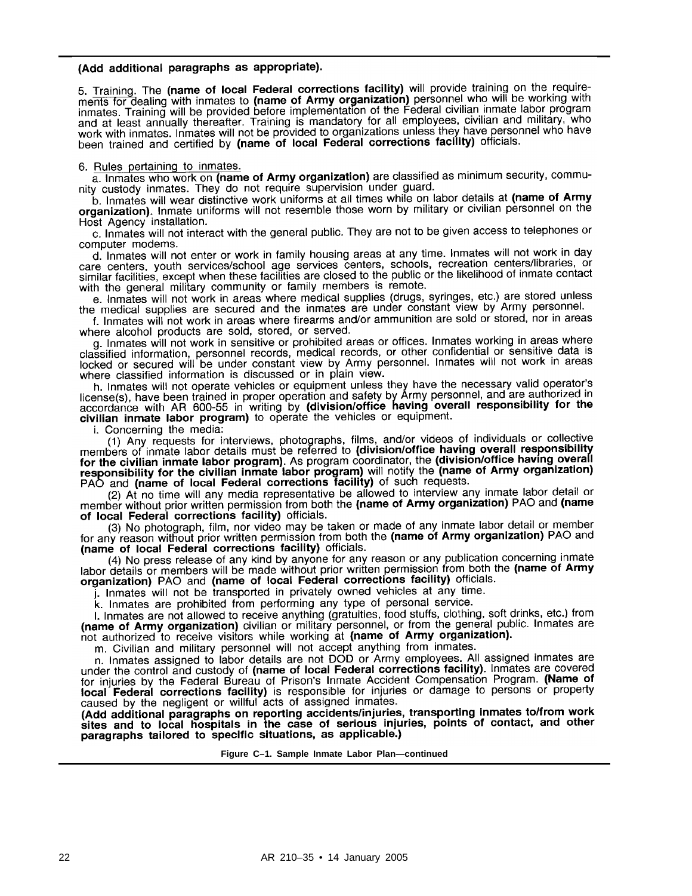**(Add additional paragraphs as appropriate).**

5. Training. The **(name of local Federal corrections facility)** will provide training on the requirements for dealing with inmates to **(name of Army organization)** personnel who will be working with inmates. Training will be provided before implementation of the Federal civilian inmate labor program and at least annually thereafter. Training is mandatory for all employees, civilian and military, who work with inmates. Inmates will not be provided to organizations unless they have personnel who have been trained and certified by **(name of local Federal corrections facility)** officials.

6. Rules pertaining to inmates.

a. Inmates who work on **(name of Army organization)** are classified as minimum security, community custody inmates. They do not require supervision under guard.

b. Inmates will wear distinctive work uniforms at all times while on labor details at **(name of Army organization)**. Inmate uniforms will not resemble those worn by military or civilian personnel on the Host Agency installation.

c. Inmates will not interact with the general public. They are not to be given access to telephones or computer modems.

d. Inmates will not enter or work in family housing areas at any time. Inmates will not work in day care centers, youth services/school age services centers, schools, recreation centers/libraries, or similar facilities, except when these facilities are closed to the public or the likelihood of inmate contact with the general military community or family members is remote.

e. Inmates will not work in areas where medical supplies (drugs, syringes, etc.) are stored unless the medical supplies are secured and the inmates are under constant view by Army personnel.

f. Inmates will not work in areas where firearms and/or ammunition are sold or stored, nor in areas where alcohol products are sold, stored, or served.

g. Inmates will not work in sensitive or prohibited areas or offices. Inmates working in areas where classified information, personnel records, medical records, or other confidential or sensitive data is locked or secured will be under constant view by Army personnel. Inmates will not work in areas where classified information is discussed or in plain view.

h. Inmates will not operate vehicles or equipment unless they have the necessary valid operator's license(s), have been trained in proper operation and safety by Army personnel, and are authorized in accordance with AR 600-55 in writing by **(division/office having overall responsibility for the civilian inmate labor program)** to operate the vehicles or equipment.

i. Concerning the media:

(1) Any requests for interviews, photographs, films, and/or videos of individuals or collective members of inmate labor details must be referred to **(division/office having overall responsibility for the civilian inmate labor program)**. As program coordinator, the **(division/office having overall responsibility for the civilian inmate labor program)** will notify the **(name of Army organization)** PAO and **(name of local Federal corrections facility)** of such requests.

(2) At no time will any media representative be allowed to interview any inmate labor detail or member without prior written permission from both the **(name of Army organization)** PAO and **(name of local Federal corrections facility)** officials.

(3) No photograph, film, nor video may be taken or made of any inmate labor detail or member for any reason without prior written permission from both the **(name of Army organization)** PAO and **(name of local Federal corrections facility)** officials.

(4) No press release of any kind by anyone for any reason or any publication concerning inmate labor details or members will be made without prior written permission from both the **(name of Army organization)** PAO and **(name of local Federal corrections facility)** officials.

j. Inmates will not be transported in privately owned vehicles at any time.

k. Inmates are prohibited from performing any type of personal service.

l. Inmates are not allowed to receive anything (gratuities, food stuffs, clothing, soft drinks, etc.) from **(name of Army organization)** civilian or military personnel, or from the general public. Inmates are not authorized to receive visitors while working at **(name of Army organization)**.

m. Civilian and military personnel will not accept anything from inmates.

n. Inmates assigned to labor details are not DOD or Army employees. All assigned inmates are under the control and custody of **(name of local Federal corrections facility)**. Inmates are covered for injuries by the Federal Bureau of Prison's Inmate Accident Compensation Program. **(Name of local Federal corrections facility)** is responsible for injuries or damage to persons or property caused by the negligent or willful acts of assigned inmates.

**(Add additional paragraphs on reporting accidents/injuries, transporting inmates to/from work sites and to local hospitals in the case of serious injuries, points of contact, and other paragraphs tailored to specific situations, as applicable.)**

**Figure C–1. Sample Inmate Labor Plan—continued**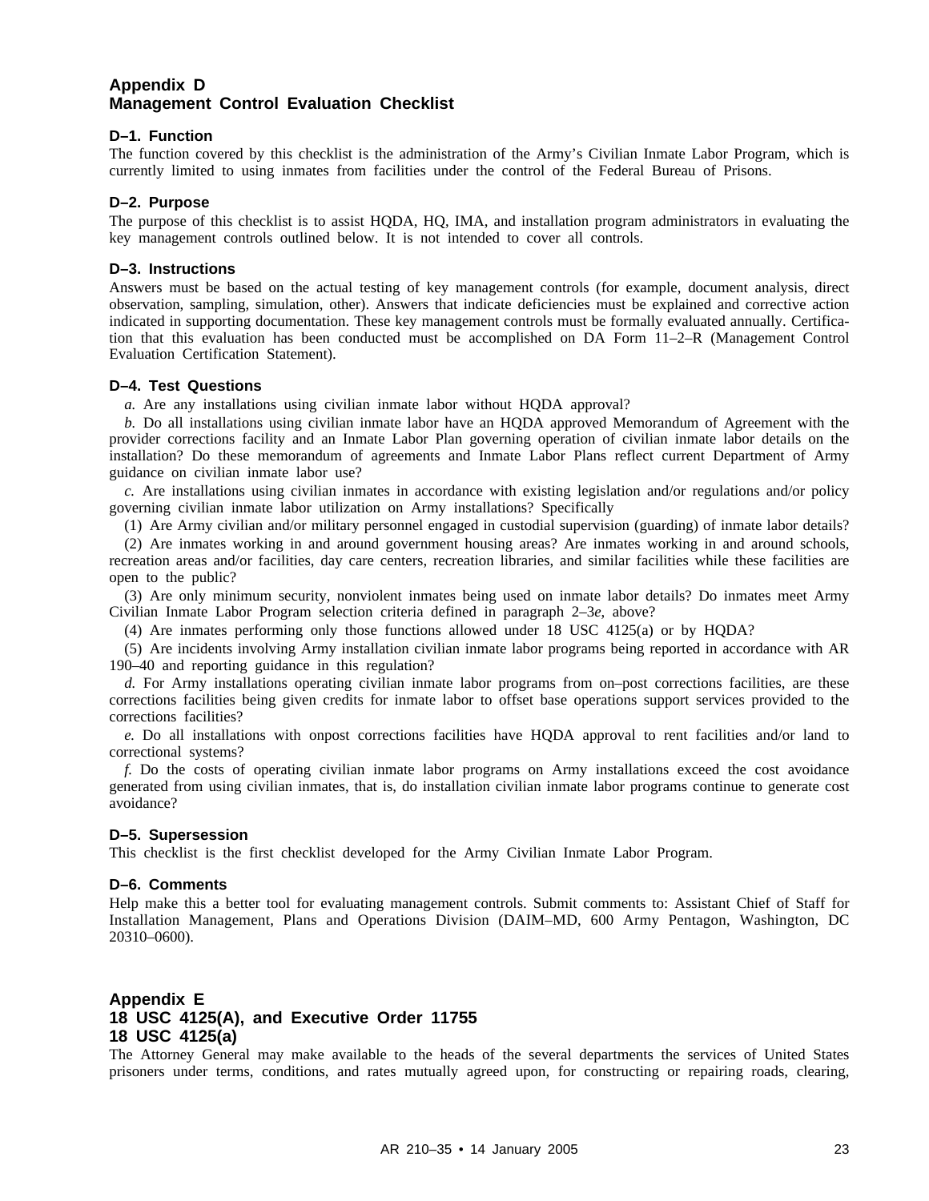## Appendix D
## Management Control Evaluation Checklist

### D–1. Function

The function covered by this checklist is the administration of the Army's Civilian Inmate Labor Program, which is currently limited to using inmates from facilities under the control of the Federal Bureau of Prisons.

### D–2. Purpose

The purpose of this checklist is to assist HQDA, HQ, IMA, and installation program administrators in evaluating the key management controls outlined below. It is not intended to cover all controls.

### D–3. Instructions

Answers must be based on the actual testing of key management controls (for example, document analysis, direct observation, sampling, simulation, other). Answers that indicate deficiencies must be explained and corrective action indicated in supporting documentation. These key management controls must be formally evaluated annually. Certification that this evaluation has been conducted must be accomplished on DA Form 11–2–R (Management Control Evaluation Certification Statement).

### D–4. Test Questions

*a.* Are any installations using civilian inmate labor without HQDA approval?

*b.* Do all installations using civilian inmate labor have an HQDA approved Memorandum of Agreement with the provider corrections facility and an Inmate Labor Plan governing operation of civilian inmate labor details on the installation? Do these memorandum of agreements and Inmate Labor Plans reflect current Department of Army guidance on civilian inmate labor use?

*c.* Are installations using civilian inmates in accordance with existing legislation and/or regulations and/or policy governing civilian inmate labor utilization on Army installations? Specifically

(1) Are Army civilian and/or military personnel engaged in custodial supervision (guarding) of inmate labor details?

(2) Are inmates working in and around government housing areas? Are inmates working in and around schools, recreation areas and/or facilities, day care centers, recreation libraries, and similar facilities while these facilities are open to the public?

(3) Are only minimum security, nonviolent inmates being used on inmate labor details? Do inmates meet Army Civilian Inmate Labor Program selection criteria defined in paragraph 2–3*e*, above?

(4) Are inmates performing only those functions allowed under 18 USC 4125(a) or by HQDA?

(5) Are incidents involving Army installation civilian inmate labor programs being reported in accordance with AR 190–40 and reporting guidance in this regulation?

*d.* For Army installations operating civilian inmate labor programs from on–post corrections facilities, are these corrections facilities being given credits for inmate labor to offset base operations support services provided to the corrections facilities?

*e.* Do all installations with onpost corrections facilities have HQDA approval to rent facilities and/or land to correctional systems?

*f.* Do the costs of operating civilian inmate labor programs on Army installations exceed the cost avoidance generated from using civilian inmates, that is, do installation civilian inmate labor programs continue to generate cost avoidance?

### D–5. Supersession

This checklist is the first checklist developed for the Army Civilian Inmate Labor Program.

### D–6. Comments

Help make this a better tool for evaluating management controls. Submit comments to: Assistant Chief of Staff for Installation Management, Plans and Operations Division (DAIM–MD, 600 Army Pentagon, Washington, DC 20310–0600).

## Appendix E
## 18 USC 4125(A), and Executive Order 11755
### 18 USC 4125(a)

The Attorney General may make available to the heads of the several departments the services of United States prisoners under terms, conditions, and rates mutually agreed upon, for constructing or repairing roads, clearing,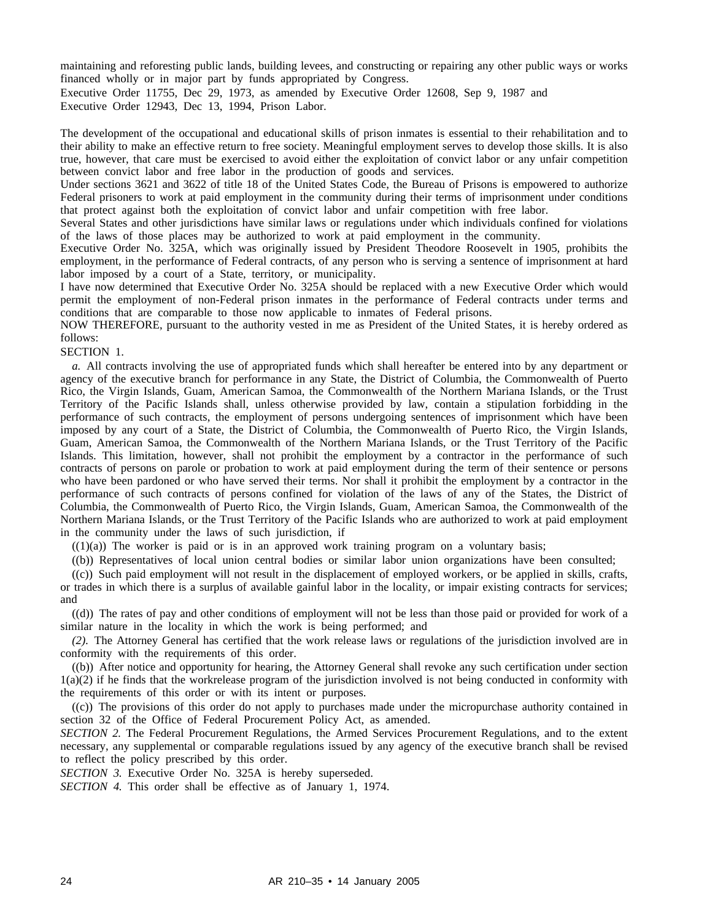maintaining and reforesting public lands, building levees, and constructing or repairing any other public ways or works financed wholly or in major part by funds appropriated by Congress.

Executive Order 11755, Dec 29, 1973, as amended by Executive Order 12608, Sep 9, 1987 and Executive Order 12943, Dec 13, 1994, Prison Labor.

The development of the occupational and educational skills of prison inmates is essential to their rehabilitation and to their ability to make an effective return to free society. Meaningful employment serves to develop those skills. It is also true, however, that care must be exercised to avoid either the exploitation of convict labor or any unfair competition between convict labor and free labor in the production of goods and services.

Under sections 3621 and 3622 of title 18 of the United States Code, the Bureau of Prisons is empowered to authorize Federal prisoners to work at paid employment in the community during their terms of imprisonment under conditions that protect against both the exploitation of convict labor and unfair competition with free labor.

Several States and other jurisdictions have similar laws or regulations under which individuals confined for violations of the laws of those places may be authorized to work at paid employment in the community.

Executive Order No. 325A, which was originally issued by President Theodore Roosevelt in 1905, prohibits the employment, in the performance of Federal contracts, of any person who is serving a sentence of imprisonment at hard labor imposed by a court of a State, territory, or municipality.

I have now determined that Executive Order No. 325A should be replaced with a new Executive Order which would permit the employment of non-Federal prison inmates in the performance of Federal contracts under terms and conditions that are comparable to those now applicable to inmates of Federal prisons.

NOW THEREFORE, pursuant to the authority vested in me as President of the United States, it is hereby ordered as follows:

SECTION 1.

*a.* All contracts involving the use of appropriated funds which shall hereafter be entered into by any department or agency of the executive branch for performance in any State, the District of Columbia, the Commonwealth of Puerto Rico, the Virgin Islands, Guam, American Samoa, the Commonwealth of the Northern Mariana Islands, or the Trust Territory of the Pacific Islands shall, unless otherwise provided by law, contain a stipulation forbidding in the performance of such contracts, the employment of persons undergoing sentences of imprisonment which have been imposed by any court of a State, the District of Columbia, the Commonwealth of Puerto Rico, the Virgin Islands, Guam, American Samoa, the Commonwealth of the Northern Mariana Islands, or the Trust Territory of the Pacific Islands. This limitation, however, shall not prohibit the employment by a contractor in the performance of such contracts of persons on parole or probation to work at paid employment during the term of their sentence or persons who have been pardoned or who have served their terms. Nor shall it prohibit the employment by a contractor in the performance of such contracts of persons confined for violation of the laws of any of the States, the District of Columbia, the Commonwealth of Puerto Rico, the Virgin Islands, Guam, American Samoa, the Commonwealth of the Northern Mariana Islands, or the Trust Territory of the Pacific Islands who are authorized to work at paid employment in the community under the laws of such jurisdiction, if

((1)(a)) The worker is paid or is in an approved work training program on a voluntary basis;

((b)) Representatives of local union central bodies or similar labor union organizations have been consulted;

((c)) Such paid employment will not result in the displacement of employed workers, or be applied in skills, crafts, or trades in which there is a surplus of available gainful labor in the locality, or impair existing contracts for services; and

((d)) The rates of pay and other conditions of employment will not be less than those paid or provided for work of a similar nature in the locality in which the work is being performed; and

*(2).* The Attorney General has certified that the work release laws or regulations of the jurisdiction involved are in conformity with the requirements of this order.

((b)) After notice and opportunity for hearing, the Attorney General shall revoke any such certification under section 1(a)(2) if he finds that the workrelease program of the jurisdiction involved is not being conducted in conformity with the requirements of this order or with its intent or purposes.

((c)) The provisions of this order do not apply to purchases made under the micropurchase authority contained in section 32 of the Office of Federal Procurement Policy Act, as amended.

*SECTION 2.* The Federal Procurement Regulations, the Armed Services Procurement Regulations, and to the extent necessary, any supplemental or comparable regulations issued by any agency of the executive branch shall be revised to reflect the policy prescribed by this order.

*SECTION 3.* Executive Order No. 325A is hereby superseded.

*SECTION 4.* This order shall be effective as of January 1, 1974.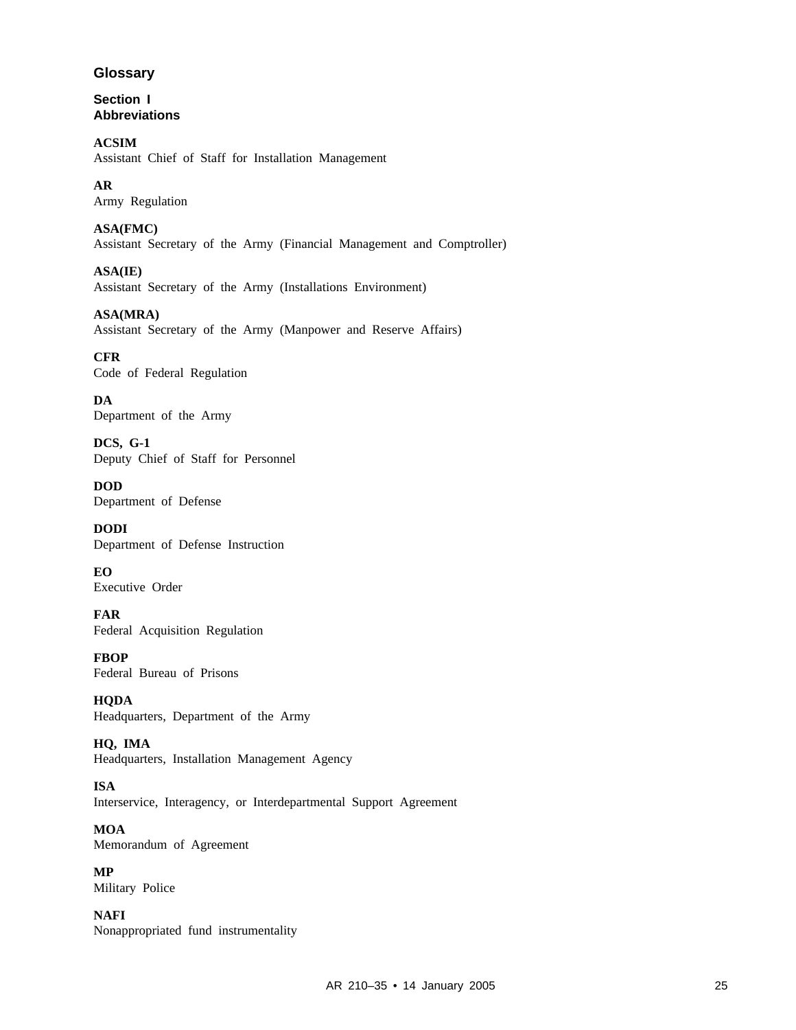# Glossary

## Section I
## Abbreviations

**ACSIM**
Assistant Chief of Staff for Installation Management

**AR**
Army Regulation

**ASA(FMC)**
Assistant Secretary of the Army (Financial Management and Comptroller)

**ASA(IE)**
Assistant Secretary of the Army (Installations Environment)

**ASA(MRA)**
Assistant Secretary of the Army (Manpower and Reserve Affairs)

**CFR**
Code of Federal Regulation

**DA**
Department of the Army

**DCS, G-1**
Deputy Chief of Staff for Personnel

**DOD**
Department of Defense

**DODI**
Department of Defense Instruction

**EO**
Executive Order

**FAR**
Federal Acquisition Regulation

**FBOP**
Federal Bureau of Prisons

**HQDA**
Headquarters, Department of the Army

**HQ, IMA**
Headquarters, Installation Management Agency

**ISA**
Interservice, Interagency, or Interdepartmental Support Agreement

**MOA**
Memorandum of Agreement

**MP**
Military Police

**NAFI**
Nonappropriated fund instrumentality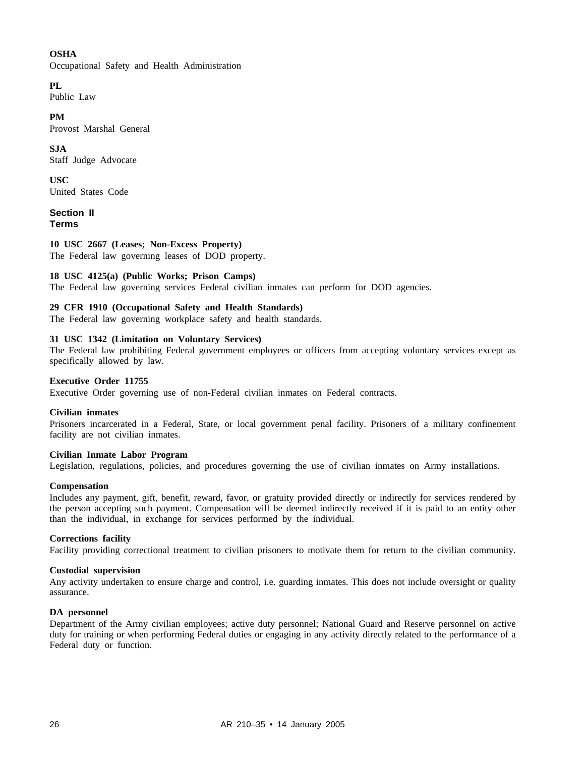**OSHA**
Occupational Safety and Health Administration

**PL**
Public Law

**PM**
Provost Marshal General

**SJA**
Staff Judge Advocate

**USC**
United States Code

## Section II
## Terms

**10 USC 2667 (Leases; Non-Excess Property)**
The Federal law governing leases of DOD property.

**18 USC 4125(a) (Public Works; Prison Camps)**
The Federal law governing services Federal civilian inmates can perform for DOD agencies.

**29 CFR 1910 (Occupational Safety and Health Standards)**
The Federal law governing workplace safety and health standards.

**31 USC 1342 (Limitation on Voluntary Services)**
The Federal law prohibiting Federal government employees or officers from accepting voluntary services except as specifically allowed by law.

**Executive Order 11755**
Executive Order governing use of non-Federal civilian inmates on Federal contracts.

**Civilian inmates**
Prisoners incarcerated in a Federal, State, or local government penal facility. Prisoners of a military confinement facility are not civilian inmates.

**Civilian Inmate Labor Program**
Legislation, regulations, policies, and procedures governing the use of civilian inmates on Army installations.

**Compensation**
Includes any payment, gift, benefit, reward, favor, or gratuity provided directly or indirectly for services rendered by the person accepting such payment. Compensation will be deemed indirectly received if it is paid to an entity other than the individual, in exchange for services performed by the individual.

**Corrections facility**
Facility providing correctional treatment to civilian prisoners to motivate them for return to the civilian community.

**Custodial supervision**
Any activity undertaken to ensure charge and control, i.e. guarding inmates. This does not include oversight or quality assurance.

**DA personnel**
Department of the Army civilian employees; active duty personnel; National Guard and Reserve personnel on active duty for training or when performing Federal duties or engaging in any activity directly related to the performance of a Federal duty or function.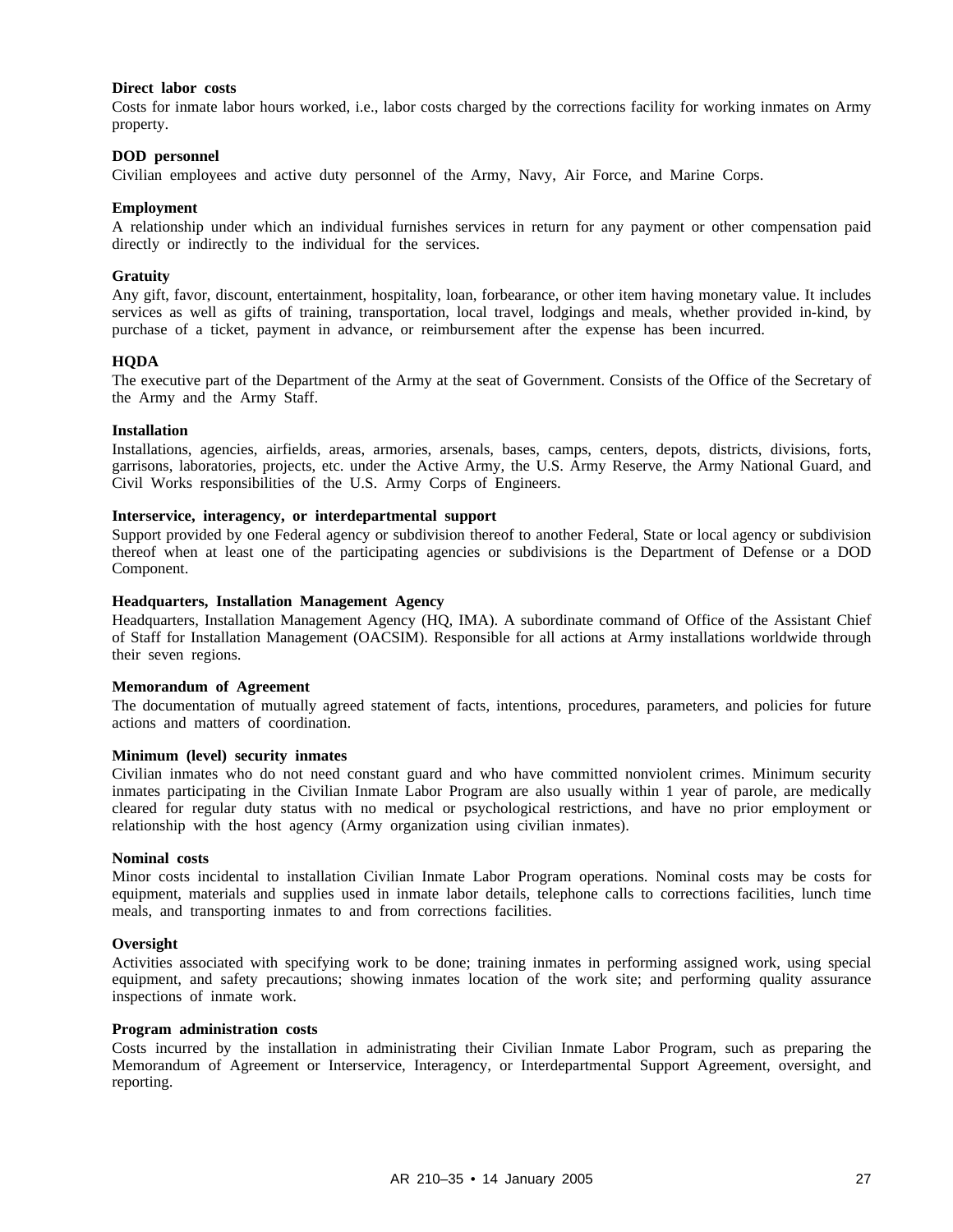**Direct labor costs**
Costs for inmate labor hours worked, i.e., labor costs charged by the corrections facility for working inmates on Army property.

**DOD personnel**
Civilian employees and active duty personnel of the Army, Navy, Air Force, and Marine Corps.

**Employment**
A relationship under which an individual furnishes services in return for any payment or other compensation paid directly or indirectly to the individual for the services.

**Gratuity**
Any gift, favor, discount, entertainment, hospitality, loan, forbearance, or other item having monetary value. It includes services as well as gifts of training, transportation, local travel, lodgings and meals, whether provided in-kind, by purchase of a ticket, payment in advance, or reimbursement after the expense has been incurred.

**HQDA**
The executive part of the Department of the Army at the seat of Government. Consists of the Office of the Secretary of the Army and the Army Staff.

**Installation**
Installations, agencies, airfields, areas, armories, arsenals, bases, camps, centers, depots, districts, divisions, forts, garrisons, laboratories, projects, etc. under the Active Army, the U.S. Army Reserve, the Army National Guard, and Civil Works responsibilities of the U.S. Army Corps of Engineers.

**Interservice, interagency, or interdepartmental support**
Support provided by one Federal agency or subdivision thereof to another Federal, State or local agency or subdivision thereof when at least one of the participating agencies or subdivisions is the Department of Defense or a DOD Component.

**Headquarters, Installation Management Agency**
Headquarters, Installation Management Agency (HQ, IMA). A subordinate command of Office of the Assistant Chief of Staff for Installation Management (OACSIM). Responsible for all actions at Army installations worldwide through their seven regions.

**Memorandum of Agreement**
The documentation of mutually agreed statement of facts, intentions, procedures, parameters, and policies for future actions and matters of coordination.

**Minimum (level) security inmates**
Civilian inmates who do not need constant guard and who have committed nonviolent crimes. Minimum security inmates participating in the Civilian Inmate Labor Program are also usually within 1 year of parole, are medically cleared for regular duty status with no medical or psychological restrictions, and have no prior employment or relationship with the host agency (Army organization using civilian inmates).

**Nominal costs**
Minor costs incidental to installation Civilian Inmate Labor Program operations. Nominal costs may be costs for equipment, materials and supplies used in inmate labor details, telephone calls to corrections facilities, lunch time meals, and transporting inmates to and from corrections facilities.

**Oversight**
Activities associated with specifying work to be done; training inmates in performing assigned work, using special equipment, and safety precautions; showing inmates location of the work site; and performing quality assurance inspections of inmate work.

**Program administration costs**
Costs incurred by the installation in administrating their Civilian Inmate Labor Program, such as preparing the Memorandum of Agreement or Interservice, Interagency, or Interdepartmental Support Agreement, oversight, and reporting.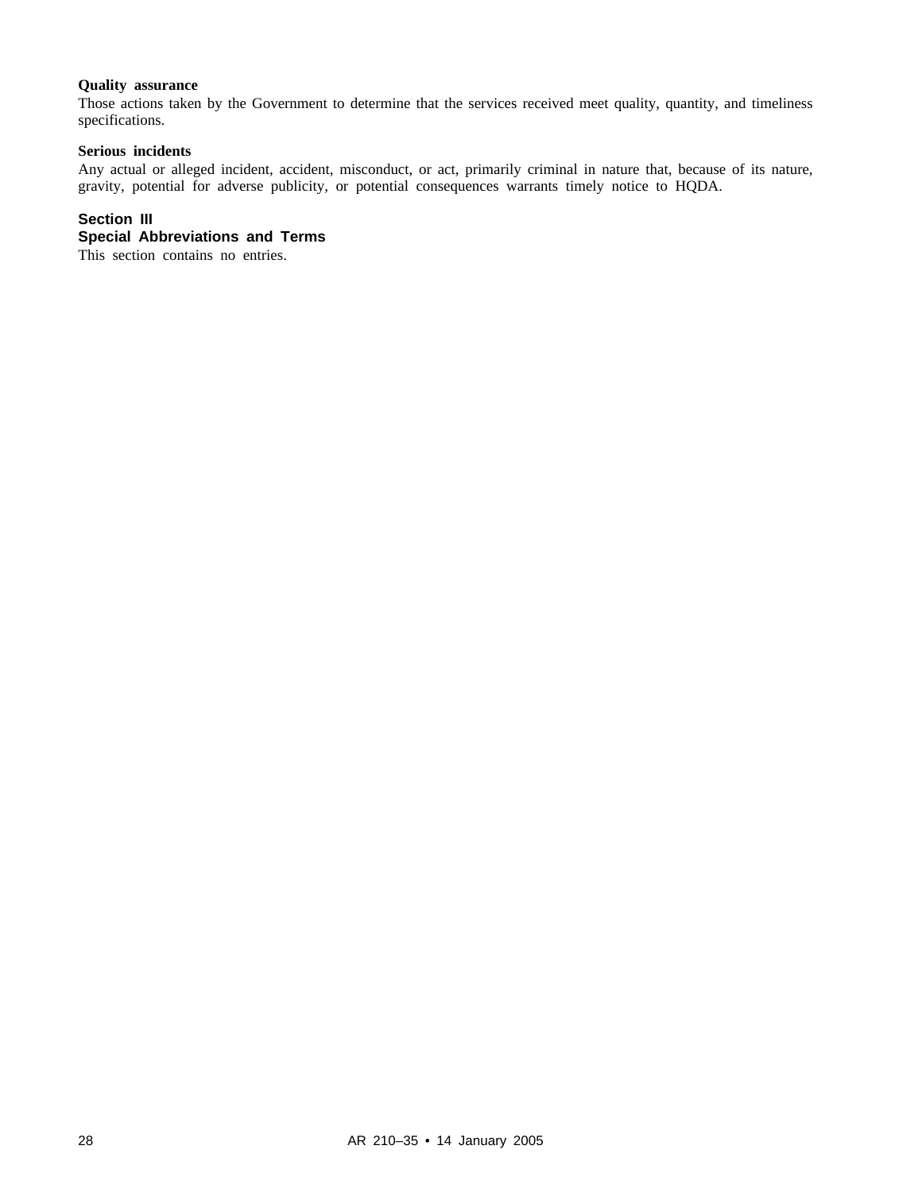**Quality assurance**
Those actions taken by the Government to determine that the services received meet quality, quantity, and timeliness specifications.

**Serious incidents**
Any actual or alleged incident, accident, misconduct, or act, primarily criminal in nature that, because of its nature, gravity, potential for adverse publicity, or potential consequences warrants timely notice to HQDA.

## Section III
## Special Abbreviations and Terms

This section contains no entries.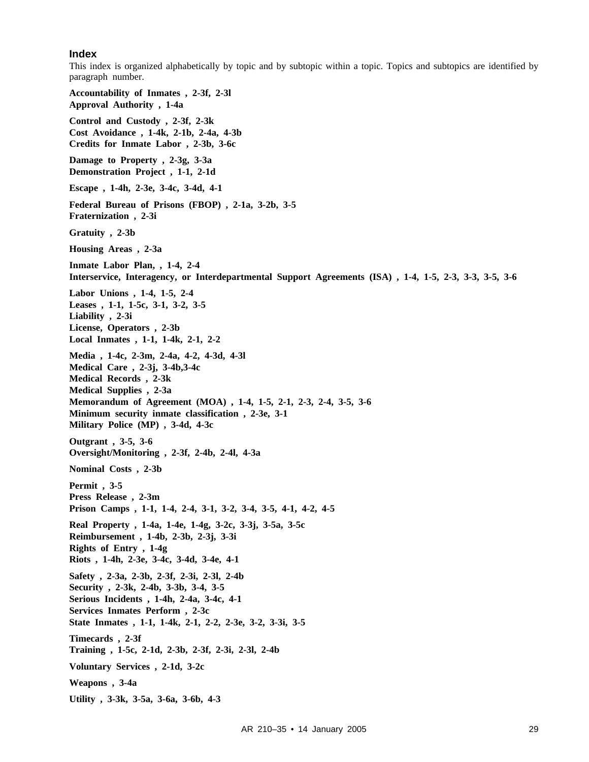## Index

This index is organized alphabetically by topic and by subtopic within a topic. Topics and subtopics are identified by paragraph number.

**Accountability of Inmates , 2-3f, 2-3l**
**Approval Authority , 1-4a**

**Control and Custody , 2-3f, 2-3k**
**Cost Avoidance , 1-4k, 2-1b, 2-4a, 4-3b**
**Credits for Inmate Labor , 2-3b, 3-6c**

**Damage to Property , 2-3g, 3-3a**
**Demonstration Project , 1-1, 2-1d**

**Escape , 1-4h, 2-3e, 3-4c, 3-4d, 4-1**

**Federal Bureau of Prisons (FBOP) , 2-1a, 3-2b, 3-5**
**Fraternization , 2-3i**

**Gratuity , 2-3b**

**Housing Areas , 2-3a**

**Inmate Labor Plan, , 1-4, 2-4**
**Interservice, Interagency, or Interdepartmental Support Agreements (ISA) , 1-4, 1-5, 2-3, 3-3, 3-5, 3-6**

**Labor Unions , 1-4, 1-5, 2-4**
**Leases , 1-1, 1-5c, 3-1, 3-2, 3-5**
**Liability , 2-3i**
**License, Operators , 2-3b**
**Local Inmates , 1-1, 1-4k, 2-1, 2-2**

**Media , 1-4c, 2-3m, 2-4a, 4-2, 4-3d, 4-3l**
**Medical Care , 2-3j, 3-4b,3-4c**
**Medical Records , 2-3k**
**Medical Supplies , 2-3a**
**Memorandum of Agreement (MOA) , 1-4, 1-5, 2-1, 2-3, 2-4, 3-5, 3-6**
**Minimum security inmate classification , 2-3e, 3-1**
**Military Police (MP) , 3-4d, 4-3c**

**Outgrant , 3-5, 3-6**
**Oversight/Monitoring , 2-3f, 2-4b, 2-4l, 4-3a**

**Nominal Costs , 2-3b**

**Permit , 3-5**
**Press Release , 2-3m**
**Prison Camps , 1-1, 1-4, 2-4, 3-1, 3-2, 3-4, 3-5, 4-1, 4-2, 4-5**

**Real Property , 1-4a, 1-4e, 1-4g, 3-2c, 3-3j, 3-5a, 3-5c**
**Reimbursement , 1-4b, 2-3b, 2-3j, 3-3i**
**Rights of Entry , 1-4g**
**Riots , 1-4h, 2-3e, 3-4c, 3-4d, 3-4e, 4-1**

**Safety , 2-3a, 2-3b, 2-3f, 2-3i, 2-3l, 2-4b**
**Security , 2-3k, 2-4b, 3-3b, 3-4, 3-5**
**Serious Incidents , 1-4h, 2-4a, 3-4c, 4-1**
**Services Inmates Perform , 2-3c**
**State Inmates , 1-1, 1-4k, 2-1, 2-2, 2-3e, 3-2, 3-3i, 3-5**

**Timecards , 2-3f**
**Training , 1-5c, 2-1d, 2-3b, 2-3f, 2-3i, 2-3l, 2-4b**

**Voluntary Services , 2-1d, 3-2c**

**Weapons , 3-4a**

**Utility , 3-3k, 3-5a, 3-6a, 3-6b, 4-3**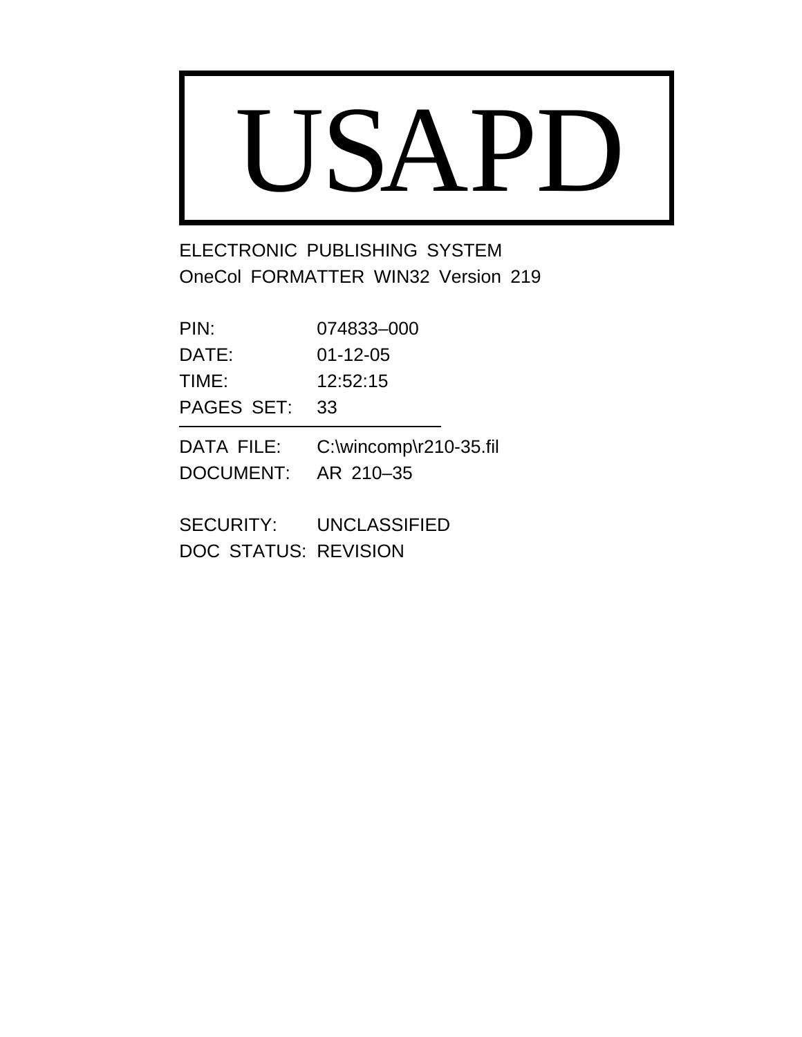# USAPD

ELECTRONIC PUBLISHING SYSTEM
OneCol FORMATTER WIN32 Version 219

| | |
|---|---|
| PIN: | 074833–000 |
| DATE: | 01-12-05 |
| TIME: | 12:52:15 |
| PAGES SET: | 33 |

| | |
|---|---|
| DATA FILE: | C:\wincomp\r210-35.fil |
| DOCUMENT: | AR 210–35 |

| | |
|---|---|
| SECURITY: | UNCLASSIFIED |
| DOC STATUS: | REVISION |